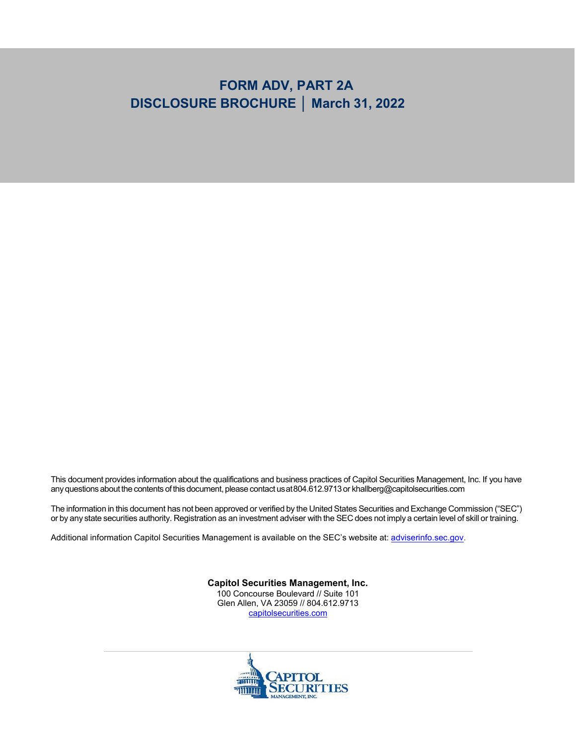# FORM ADV, PART 2A

# DISCLOSURE BROCHURE │ March 31, 2022

This document provides information about the qualifications and business practices of Capitol Securities Management, Inc. If you have any questions about the contents of this document, please contact us at 804.612.9713 or khallberg@capitolsecurities.com

The information in this document has not been approved or verified by the United States Securities and Exchange Commission ("SEC") or by any state securities authority. Registration as an investment adviser with the SEC does not imply a certain level of skill or training.

Additional information Capitol Securities Management is available on the SEC's website at: adviserinfo.sec.gov.

**Capitol Securities Management, Inc.**
100 Concourse Boulevard // Suite 101
Glen Allen, VA 23059 // 804.612.9713
capitolsecurities.com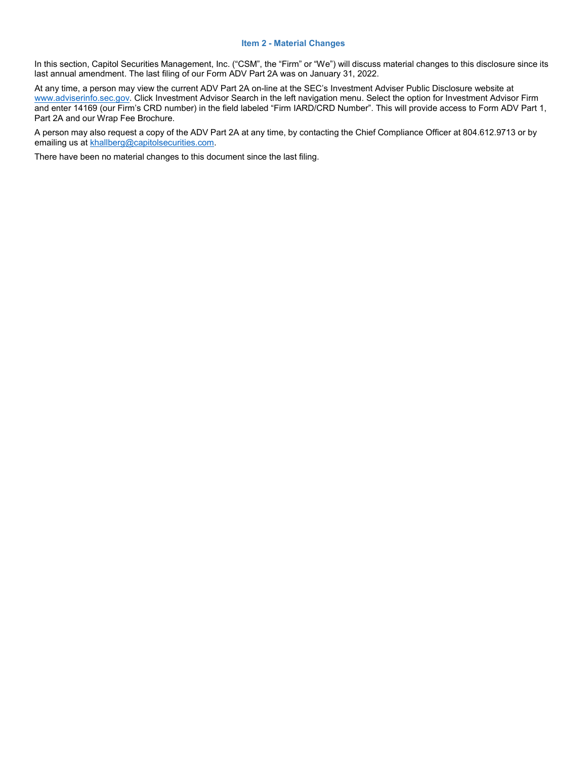## Item 2 - Material Changes

In this section, Capitol Securities Management, Inc. ("CSM", the "Firm" or "We") will discuss material changes to this disclosure since its last annual amendment. The last filing of our Form ADV Part 2A was on January 31, 2022.

At any time, a person may view the current ADV Part 2A on-line at the SEC's Investment Adviser Public Disclosure website at [www.adviserinfo.sec.gov](http://www.adviserinfo.sec.gov). Click Investment Advisor Search in the left navigation menu. Select the option for Investment Advisor Firm and enter 14169 (our Firm's CRD number) in the field labeled "Firm IARD/CRD Number". This will provide access to Form ADV Part 1, Part 2A and our Wrap Fee Brochure.

A person may also request a copy of the ADV Part 2A at any time, by contacting the Chief Compliance Officer at 804.612.9713 or by emailing us at [khallberg@capitolsecurities.com](mailto:khallberg@capitolsecurities.com).

There have been no material changes to this document since the last filing.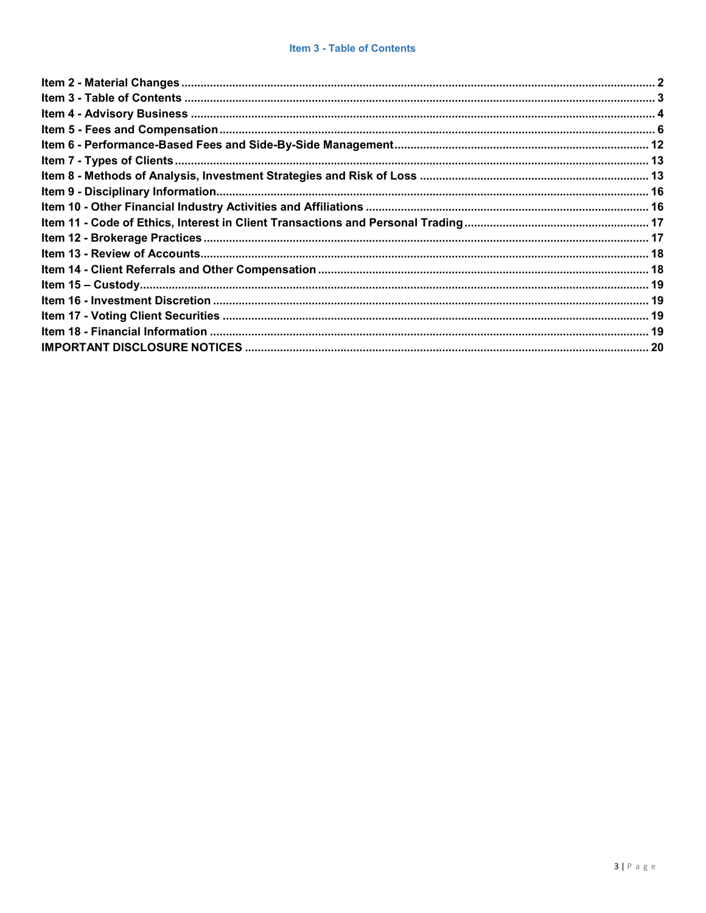## Item 3 - Table of Contents

**Item 2 - Material Changes** .......... 2
**Item 3 - Table of Contents** .......... 3
**Item 4 - Advisory Business** .......... 4
**Item 5 - Fees and Compensation** .......... 6
**Item 6 - Performance-Based Fees and Side-By-Side Management** .......... 12
**Item 7 - Types of Clients** .......... 13
**Item 8 - Methods of Analysis, Investment Strategies and Risk of Loss** .......... 13
**Item 9 - Disciplinary Information** .......... 16
**Item 10 - Other Financial Industry Activities and Affiliations** .......... 16
**Item 11 - Code of Ethics, Interest in Client Transactions and Personal Trading** .......... 17
**Item 12 - Brokerage Practices** .......... 17
**Item 13 - Review of Accounts** .......... 18
**Item 14 - Client Referrals and Other Compensation** .......... 18
**Item 15 – Custody** .......... 19
**Item 16 - Investment Discretion** .......... 19
**Item 17 - Voting Client Securities** .......... 19
**Item 18 - Financial Information** .......... 19
**IMPORTANT DISCLOSURE NOTICES** .......... 20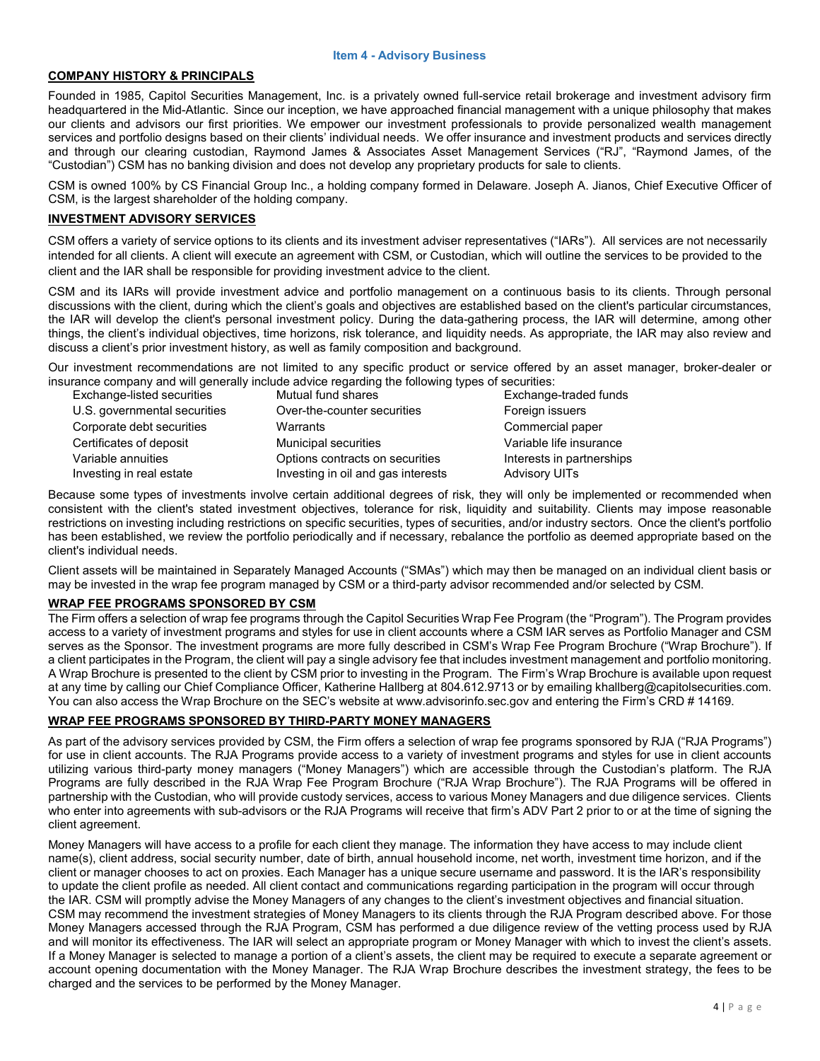## Item 4 - Advisory Business

### COMPANY HISTORY & PRINCIPALS

Founded in 1985, Capitol Securities Management, Inc. is a privately owned full-service retail brokerage and investment advisory firm headquartered in the Mid-Atlantic. Since our inception, we have approached financial management with a unique philosophy that makes our clients and advisors our first priorities. We empower our investment professionals to provide personalized wealth management services and portfolio designs based on their clients' individual needs. We offer insurance and investment products and services directly and through our clearing custodian, Raymond James & Associates Asset Management Services ("RJ", "Raymond James, of the "Custodian") CSM has no banking division and does not develop any proprietary products for sale to clients.

CSM is owned 100% by CS Financial Group Inc., a holding company formed in Delaware. Joseph A. Jianos, Chief Executive Officer of CSM, is the largest shareholder of the holding company.

### INVESTMENT ADVISORY SERVICES

CSM offers a variety of service options to its clients and its investment adviser representatives ("IARs"). All services are not necessarily intended for all clients. A client will execute an agreement with CSM, or Custodian, which will outline the services to be provided to the client and the IAR shall be responsible for providing investment advice to the client.

CSM and its IARs will provide investment advice and portfolio management on a continuous basis to its clients. Through personal discussions with the client, during which the client's goals and objectives are established based on the client's particular circumstances, the IAR will develop the client's personal investment policy. During the data-gathering process, the IAR will determine, among other things, the client's individual objectives, time horizons, risk tolerance, and liquidity needs. As appropriate, the IAR may also review and discuss a client's prior investment history, as well as family composition and background.

Our investment recommendations are not limited to any specific product or service offered by an asset manager, broker-dealer or insurance company and will generally include advice regarding the following types of securities:

| | | |
|---|---|---|
| Exchange-listed securities | Mutual fund shares | Exchange-traded funds |
| U.S. governmental securities | Over-the-counter securities | Foreign issuers |
| Corporate debt securities | Warrants | Commercial paper |
| Certificates of deposit | Municipal securities | Variable life insurance |
| Variable annuities | Options contracts on securities | Interests in partnerships |
| Investing in real estate | Investing in oil and gas interests | Advisory UITs |

Because some types of investments involve certain additional degrees of risk, they will only be implemented or recommended when consistent with the client's stated investment objectives, tolerance for risk, liquidity and suitability. Clients may impose reasonable restrictions on investing including restrictions on specific securities, types of securities, and/or industry sectors. Once the client's portfolio has been established, we review the portfolio periodically and if necessary, rebalance the portfolio as deemed appropriate based on the client's individual needs.

Client assets will be maintained in Separately Managed Accounts ("SMAs") which may then be managed on an individual client basis or may be invested in the wrap fee program managed by CSM or a third-party advisor recommended and/or selected by CSM.

### WRAP FEE PROGRAMS SPONSORED BY CSM

The Firm offers a selection of wrap fee programs through the Capitol Securities Wrap Fee Program (the "Program"). The Program provides access to a variety of investment programs and styles for use in client accounts where a CSM IAR serves as Portfolio Manager and CSM serves as the Sponsor. The investment programs are more fully described in CSM's Wrap Fee Program Brochure ("Wrap Brochure"). If a client participates in the Program, the client will pay a single advisory fee that includes investment management and portfolio monitoring. A Wrap Brochure is presented to the client by CSM prior to investing in the Program. The Firm's Wrap Brochure is available upon request at any time by calling our Chief Compliance Officer, Katherine Hallberg at 804.612.9713 or by emailing khallberg@capitolsecurities.com. You can also access the Wrap Brochure on the SEC's website at www.advisorinfo.sec.gov and entering the Firm's CRD # 14169.

### WRAP FEE PROGRAMS SPONSORED BY THIRD-PARTY MONEY MANAGERS

As part of the advisory services provided by CSM, the Firm offers a selection of wrap fee programs sponsored by RJA ("RJA Programs") for use in client accounts. The RJA Programs provide access to a variety of investment programs and styles for use in client accounts utilizing various third-party money managers ("Money Managers") which are accessible through the Custodian's platform. The RJA Programs are fully described in the RJA Wrap Fee Program Brochure ("RJA Wrap Brochure"). The RJA Programs will be offered in partnership with the Custodian, who will provide custody services, access to various Money Managers and due diligence services. Clients who enter into agreements with sub-advisors or the RJA Programs will receive that firm's ADV Part 2 prior to or at the time of signing the client agreement.

Money Managers will have access to a profile for each client they manage. The information they have access to may include client name(s), client address, social security number, date of birth, annual household income, net worth, investment time horizon, and if the client or manager chooses to act on proxies. Each Manager has a unique secure username and password. It is the IAR's responsibility to update the client profile as needed. All client contact and communications regarding participation in the program will occur through the IAR. CSM will promptly advise the Money Managers of any changes to the client's investment objectives and financial situation. CSM may recommend the investment strategies of Money Managers to its clients through the RJA Program described above. For those Money Managers accessed through the RJA Program, CSM has performed a due diligence review of the vetting process used by RJA and will monitor its effectiveness. The IAR will select an appropriate program or Money Manager with which to invest the client's assets. If a Money Manager is selected to manage a portion of a client's assets, the client may be required to execute a separate agreement or account opening documentation with the Money Manager. The RJA Wrap Brochure describes the investment strategy, the fees to be charged and the services to be performed by the Money Manager.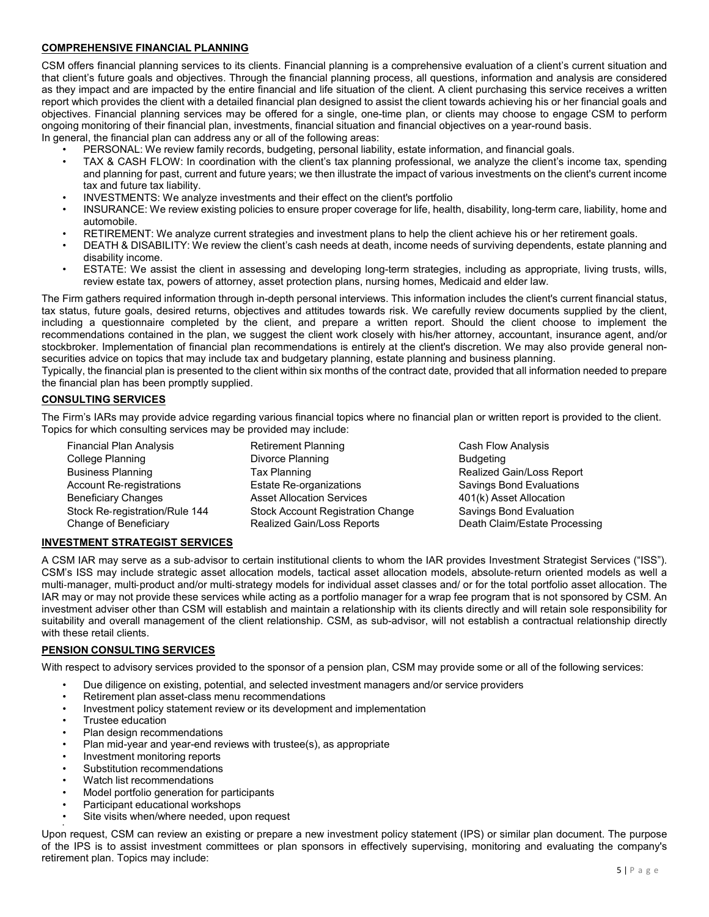## COMPREHENSIVE FINANCIAL PLANNING

CSM offers financial planning services to its clients. Financial planning is a comprehensive evaluation of a client's current situation and that client's future goals and objectives. Through the financial planning process, all questions, information and analysis are considered as they impact and are impacted by the entire financial and life situation of the client. A client purchasing this service receives a written report which provides the client with a detailed financial plan designed to assist the client towards achieving his or her financial goals and objectives. Financial planning services may be offered for a single, one-time plan, or clients may choose to engage CSM to perform ongoing monitoring of their financial plan, investments, financial situation and financial objectives on a year-round basis.

In general, the financial plan can address any or all of the following areas:

- PERSONAL: We review family records, budgeting, personal liability, estate information, and financial goals.
- TAX & CASH FLOW: In coordination with the client's tax planning professional, we analyze the client's income tax, spending and planning for past, current and future years; we then illustrate the impact of various investments on the client's current income tax and future tax liability.
- INVESTMENTS: We analyze investments and their effect on the client's portfolio
- INSURANCE: We review existing policies to ensure proper coverage for life, health, disability, long-term care, liability, home and automobile.
- RETIREMENT: We analyze current strategies and investment plans to help the client achieve his or her retirement goals.
- DEATH & DISABILITY: We review the client's cash needs at death, income needs of surviving dependents, estate planning and disability income.
- ESTATE: We assist the client in assessing and developing long-term strategies, including as appropriate, living trusts, wills, review estate tax, powers of attorney, asset protection plans, nursing homes, Medicaid and elder law.

The Firm gathers required information through in-depth personal interviews. This information includes the client's current financial status, tax status, future goals, desired returns, objectives and attitudes towards risk. We carefully review documents supplied by the client, including a questionnaire completed by the client, and prepare a written report. Should the client choose to implement the recommendations contained in the plan, we suggest the client work closely with his/her attorney, accountant, insurance agent, and/or stockbroker. Implementation of financial plan recommendations is entirely at the client's discretion. We may also provide general non-securities advice on topics that may include tax and budgetary planning, estate planning and business planning.

Typically, the financial plan is presented to the client within six months of the contract date, provided that all information needed to prepare the financial plan has been promptly supplied.

## CONSULTING SERVICES

The Firm's IARs may provide advice regarding various financial topics where no financial plan or written report is provided to the client. Topics for which consulting services may be provided may include:

| | | |
|---|---|---|
| Financial Plan Analysis | Retirement Planning | Cash Flow Analysis |
| College Planning | Divorce Planning | Budgeting |
| Business Planning | Tax Planning | Realized Gain/Loss Report |
| Account Re-registrations | Estate Re-organizations | Savings Bond Evaluations |
| Beneficiary Changes | Asset Allocation Services | 401(k) Asset Allocation |
| Stock Re-registration/Rule 144 | Stock Account Registration Change | Savings Bond Evaluation |
| Change of Beneficiary | Realized Gain/Loss Reports | Death Claim/Estate Processing |

## INVESTMENT STRATEGIST SERVICES

A CSM IAR may serve as a sub-advisor to certain institutional clients to whom the IAR provides Investment Strategist Services ("ISS"). CSM's ISS may include strategic asset allocation models, tactical asset allocation models, absolute-return oriented models as well a multi-manager, multi-product and/or multi-strategy models for individual asset classes and/ or for the total portfolio asset allocation. The IAR may or may not provide these services while acting as a portfolio manager for a wrap fee program that is not sponsored by CSM. An investment adviser other than CSM will establish and maintain a relationship with its clients directly and will retain sole responsibility for suitability and overall management of the client relationship. CSM, as sub-advisor, will not establish a contractual relationship directly with these retail clients.

## PENSION CONSULTING SERVICES

With respect to advisory services provided to the sponsor of a pension plan, CSM may provide some or all of the following services:

- Due diligence on existing, potential, and selected investment managers and/or service providers
- Retirement plan asset-class menu recommendations
- Investment policy statement review or its development and implementation
- Trustee education
- Plan design recommendations
- Plan mid-year and year-end reviews with trustee(s), as appropriate
- Investment monitoring reports
- Substitution recommendations
- Watch list recommendations
- Model portfolio generation for participants
- Participant educational workshops
- Site visits when/where needed, upon request

Upon request, CSM can review an existing or prepare a new investment policy statement (IPS) or similar plan document. The purpose of the IPS is to assist investment committees or plan sponsors in effectively supervising, monitoring and evaluating the company's retirement plan. Topics may include: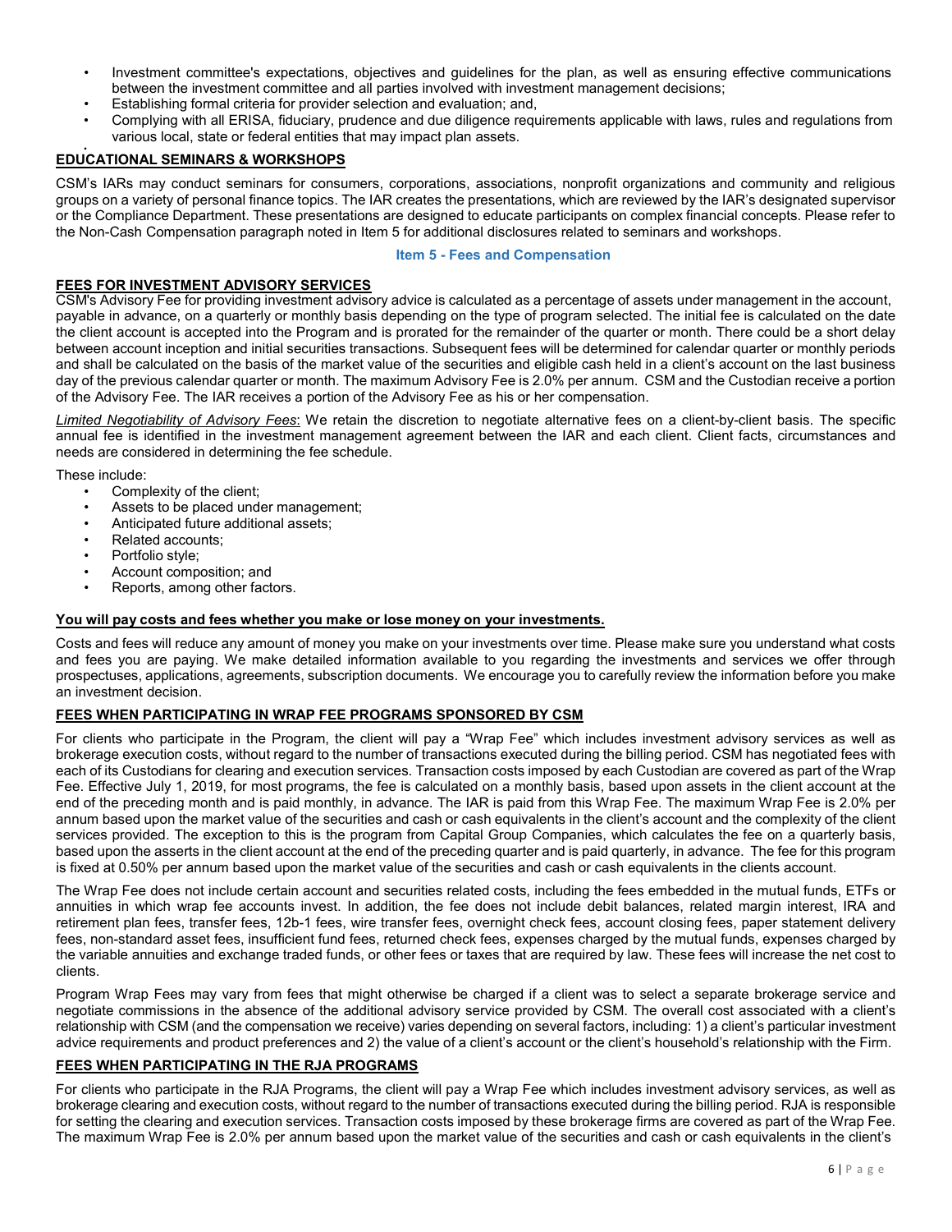- Investment committee's expectations, objectives and guidelines for the plan, as well as ensuring effective communications between the investment committee and all parties involved with investment management decisions;
- Establishing formal criteria for provider selection and evaluation; and,
- Complying with all ERISA, fiduciary, prudence and due diligence requirements applicable with laws, rules and regulations from various local, state or federal entities that may impact plan assets.

**EDUCATIONAL SEMINARS & WORKSHOPS**

CSM's IARs may conduct seminars for consumers, corporations, associations, nonprofit organizations and community and religious groups on a variety of personal finance topics. The IAR creates the presentations, which are reviewed by the IAR's designated supervisor or the Compliance Department. These presentations are designed to educate participants on complex financial concepts. Please refer to the Non-Cash Compensation paragraph noted in Item 5 for additional disclosures related to seminars and workshops.

## Item 5 - Fees and Compensation

**FEES FOR INVESTMENT ADVISORY SERVICES**

CSM's Advisory Fee for providing investment advisory advice is calculated as a percentage of assets under management in the account, payable in advance, on a quarterly or monthly basis depending on the type of program selected. The initial fee is calculated on the date the client account is accepted into the Program and is prorated for the remainder of the quarter or month. There could be a short delay between account inception and initial securities transactions. Subsequent fees will be determined for calendar quarter or monthly periods and shall be calculated on the basis of the market value of the securities and eligible cash held in a client's account on the last business day of the previous calendar quarter or month. The maximum Advisory Fee is 2.0% per annum. CSM and the Custodian receive a portion of the Advisory Fee. The IAR receives a portion of the Advisory Fee as his or her compensation.

*Limited Negotiability of Advisory Fees*: We retain the discretion to negotiate alternative fees on a client-by-client basis. The specific annual fee is identified in the investment management agreement between the IAR and each client. Client facts, circumstances and needs are considered in determining the fee schedule.

These include:

- Complexity of the client;
- Assets to be placed under management;
- Anticipated future additional assets;
- Related accounts;
- Portfolio style;
- Account composition; and
- Reports, among other factors.

**You will pay costs and fees whether you make or lose money on your investments.**

Costs and fees will reduce any amount of money you make on your investments over time. Please make sure you understand what costs and fees you are paying. We make detailed information available to you regarding the investments and services we offer through prospectuses, applications, agreements, subscription documents. We encourage you to carefully review the information before you make an investment decision.

**FEES WHEN PARTICIPATING IN WRAP FEE PROGRAMS SPONSORED BY CSM**

For clients who participate in the Program, the client will pay a "Wrap Fee" which includes investment advisory services as well as brokerage execution costs, without regard to the number of transactions executed during the billing period. CSM has negotiated fees with each of its Custodians for clearing and execution services. Transaction costs imposed by each Custodian are covered as part of the Wrap Fee. Effective July 1, 2019, for most programs, the fee is calculated on a monthly basis, based upon assets in the client account at the end of the preceding month and is paid monthly, in advance. The IAR is paid from this Wrap Fee. The maximum Wrap Fee is 2.0% per annum based upon the market value of the securities and cash or cash equivalents in the client's account and the complexity of the client services provided. The exception to this is the program from Capital Group Companies, which calculates the fee on a quarterly basis, based upon the asserts in the client account at the end of the preceding quarter and is paid quarterly, in advance. The fee for this program is fixed at 0.50% per annum based upon the market value of the securities and cash or cash equivalents in the clients account.

The Wrap Fee does not include certain account and securities related costs, including the fees embedded in the mutual funds, ETFs or annuities in which wrap fee accounts invest. In addition, the fee does not include debit balances, related margin interest, IRA and retirement plan fees, transfer fees, 12b-1 fees, wire transfer fees, overnight check fees, account closing fees, paper statement delivery fees, non-standard asset fees, insufficient fund fees, returned check fees, expenses charged by the mutual funds, expenses charged by the variable annuities and exchange traded funds, or other fees or taxes that are required by law. These fees will increase the net cost to clients.

Program Wrap Fees may vary from fees that might otherwise be charged if a client was to select a separate brokerage service and negotiate commissions in the absence of the additional advisory service provided by CSM. The overall cost associated with a client's relationship with CSM (and the compensation we receive) varies depending on several factors, including: 1) a client's particular investment advice requirements and product preferences and 2) the value of a client's account or the client's household's relationship with the Firm.

**FEES WHEN PARTICIPATING IN THE RJA PROGRAMS**

For clients who participate in the RJA Programs, the client will pay a Wrap Fee which includes investment advisory services, as well as brokerage clearing and execution costs, without regard to the number of transactions executed during the billing period. RJA is responsible for setting the clearing and execution services. Transaction costs imposed by these brokerage firms are covered as part of the Wrap Fee. The maximum Wrap Fee is 2.0% per annum based upon the market value of the securities and cash or cash equivalents in the client's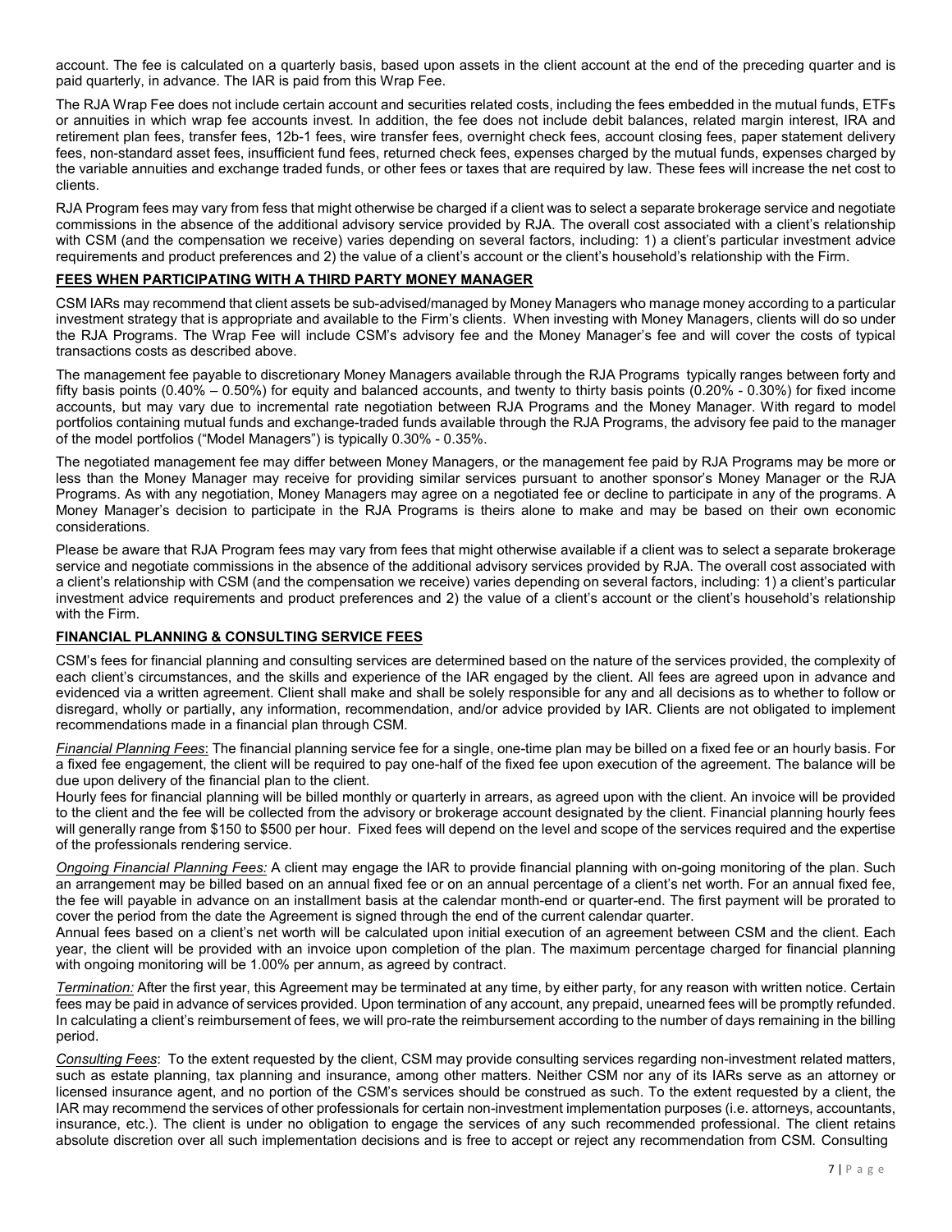account. The fee is calculated on a quarterly basis, based upon assets in the client account at the end of the preceding quarter and is paid quarterly, in advance. The IAR is paid from this Wrap Fee.

The RJA Wrap Fee does not include certain account and securities related costs, including the fees embedded in the mutual funds, ETFs or annuities in which wrap fee accounts invest. In addition, the fee does not include debit balances, related margin interest, IRA and retirement plan fees, transfer fees, 12b-1 fees, wire transfer fees, overnight check fees, account closing fees, paper statement delivery fees, non-standard asset fees, insufficient fund fees, returned check fees, expenses charged by the mutual funds, expenses charged by the variable annuities and exchange traded funds, or other fees or taxes that are required by law. These fees will increase the net cost to clients.

RJA Program fees may vary from fess that might otherwise be charged if a client was to select a separate brokerage service and negotiate commissions in the absence of the additional advisory service provided by RJA. The overall cost associated with a client's relationship with CSM (and the compensation we receive) varies depending on several factors, including: 1) a client's particular investment advice requirements and product preferences and 2) the value of a client's account or the client's household's relationship with the Firm.

## FEES WHEN PARTICIPATING WITH A THIRD PARTY MONEY MANAGER

CSM IARs may recommend that client assets be sub-advised/managed by Money Managers who manage money according to a particular investment strategy that is appropriate and available to the Firm's clients. When investing with Money Managers, clients will do so under the RJA Programs. The Wrap Fee will include CSM's advisory fee and the Money Manager's fee and will cover the costs of typical transactions costs as described above.

The management fee payable to discretionary Money Managers available through the RJA Programs typically ranges between forty and fifty basis points (0.40% – 0.50%) for equity and balanced accounts, and twenty to thirty basis points (0.20% - 0.30%) for fixed income accounts, but may vary due to incremental rate negotiation between RJA Programs and the Money Manager. With regard to model portfolios containing mutual funds and exchange-traded funds available through the RJA Programs, the advisory fee paid to the manager of the model portfolios ("Model Managers") is typically 0.30% - 0.35%.

The negotiated management fee may differ between Money Managers, or the management fee paid by RJA Programs may be more or less than the Money Manager may receive for providing similar services pursuant to another sponsor's Money Manager or the RJA Programs. As with any negotiation, Money Managers may agree on a negotiated fee or decline to participate in any of the programs. A Money Manager's decision to participate in the RJA Programs is theirs alone to make and may be based on their own economic considerations.

Please be aware that RJA Program fees may vary from fees that might otherwise available if a client was to select a separate brokerage service and negotiate commissions in the absence of the additional advisory services provided by RJA. The overall cost associated with a client's relationship with CSM (and the compensation we receive) varies depending on several factors, including: 1) a client's particular investment advice requirements and product preferences and 2) the value of a client's account or the client's household's relationship with the Firm.

## FINANCIAL PLANNING & CONSULTING SERVICE FEES

CSM's fees for financial planning and consulting services are determined based on the nature of the services provided, the complexity of each client's circumstances, and the skills and experience of the IAR engaged by the client. All fees are agreed upon in advance and evidenced via a written agreement. Client shall make and shall be solely responsible for any and all decisions as to whether to follow or disregard, wholly or partially, any information, recommendation, and/or advice provided by IAR. Clients are not obligated to implement recommendations made in a financial plan through CSM.

*Financial Planning Fees*: The financial planning service fee for a single, one-time plan may be billed on a fixed fee or an hourly basis. For a fixed fee engagement, the client will be required to pay one-half of the fixed fee upon execution of the agreement. The balance will be due upon delivery of the financial plan to the client.

Hourly fees for financial planning will be billed monthly or quarterly in arrears, as agreed upon with the client. An invoice will be provided to the client and the fee will be collected from the advisory or brokerage account designated by the client. Financial planning hourly fees will generally range from $150 to $500 per hour. Fixed fees will depend on the level and scope of the services required and the expertise of the professionals rendering service.

*Ongoing Financial Planning Fees:* A client may engage the IAR to provide financial planning with on-going monitoring of the plan. Such an arrangement may be billed based on an annual fixed fee or on an annual percentage of a client's net worth. For an annual fixed fee, the fee will payable in advance on an installment basis at the calendar month-end or quarter-end. The first payment will be prorated to cover the period from the date the Agreement is signed through the end of the current calendar quarter.

Annual fees based on a client's net worth will be calculated upon initial execution of an agreement between CSM and the client. Each year, the client will be provided with an invoice upon completion of the plan. The maximum percentage charged for financial planning with ongoing monitoring will be 1.00% per annum, as agreed by contract.

*Termination:* After the first year, this Agreement may be terminated at any time, by either party, for any reason with written notice. Certain fees may be paid in advance of services provided. Upon termination of any account, any prepaid, unearned fees will be promptly refunded. In calculating a client's reimbursement of fees, we will pro-rate the reimbursement according to the number of days remaining in the billing period.

*Consulting Fees*: To the extent requested by the client, CSM may provide consulting services regarding non-investment related matters, such as estate planning, tax planning and insurance, among other matters. Neither CSM nor any of its IARs serve as an attorney or licensed insurance agent, and no portion of the CSM's services should be construed as such. To the extent requested by a client, the IAR may recommend the services of other professionals for certain non-investment implementation purposes (i.e. attorneys, accountants, insurance, etc.). The client is under no obligation to engage the services of any such recommended professional. The client retains absolute discretion over all such implementation decisions and is free to accept or reject any recommendation from CSM. Consulting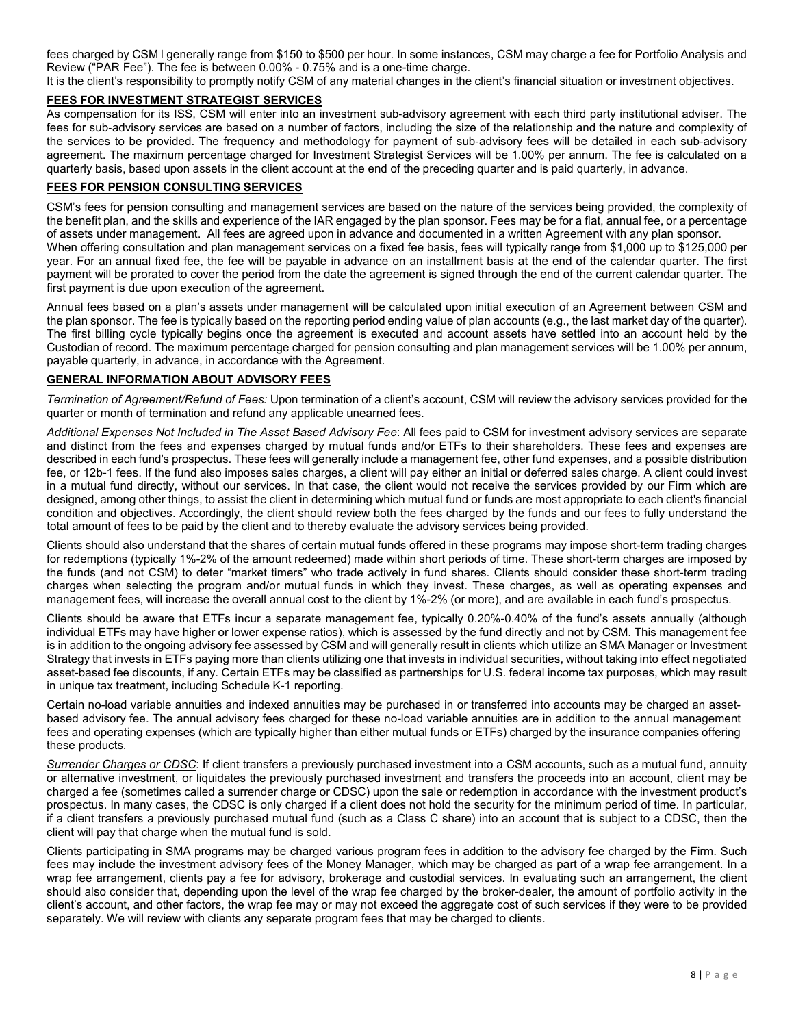fees charged by CSM l generally range from $150 to $500 per hour. In some instances, CSM may charge a fee for Portfolio Analysis and Review ("PAR Fee"). The fee is between 0.00% - 0.75% and is a one-time charge.

It is the client's responsibility to promptly notify CSM of any material changes in the client's financial situation or investment objectives.

## FEES FOR INVESTMENT STRATEGIST SERVICES

As compensation for its ISS, CSM will enter into an investment sub-advisory agreement with each third party institutional adviser. The fees for sub-advisory services are based on a number of factors, including the size of the relationship and the nature and complexity of the services to be provided. The frequency and methodology for payment of sub-advisory fees will be detailed in each sub-advisory agreement. The maximum percentage charged for Investment Strategist Services will be 1.00% per annum. The fee is calculated on a quarterly basis, based upon assets in the client account at the end of the preceding quarter and is paid quarterly, in advance.

## FEES FOR PENSION CONSULTING SERVICES

CSM's fees for pension consulting and management services are based on the nature of the services being provided, the complexity of the benefit plan, and the skills and experience of the IAR engaged by the plan sponsor. Fees may be for a flat, annual fee, or a percentage of assets under management. All fees are agreed upon in advance and documented in a written Agreement with any plan sponsor.

When offering consultation and plan management services on a fixed fee basis, fees will typically range from $1,000 up to $125,000 per year. For an annual fixed fee, the fee will be payable in advance on an installment basis at the end of the calendar quarter. The first payment will be prorated to cover the period from the date the agreement is signed through the end of the current calendar quarter. The first payment is due upon execution of the agreement.

Annual fees based on a plan's assets under management will be calculated upon initial execution of an Agreement between CSM and the plan sponsor. The fee is typically based on the reporting period ending value of plan accounts (e.g., the last market day of the quarter). The first billing cycle typically begins once the agreement is executed and account assets have settled into an account held by the Custodian of record. The maximum percentage charged for pension consulting and plan management services will be 1.00% per annum, payable quarterly, in advance, in accordance with the Agreement.

## GENERAL INFORMATION ABOUT ADVISORY FEES

*Termination of Agreement/Refund of Fees:* Upon termination of a client's account, CSM will review the advisory services provided for the quarter or month of termination and refund any applicable unearned fees.

*Additional Expenses Not Included in The Asset Based Advisory Fee*: All fees paid to CSM for investment advisory services are separate and distinct from the fees and expenses charged by mutual funds and/or ETFs to their shareholders. These fees and expenses are described in each fund's prospectus. These fees will generally include a management fee, other fund expenses, and a possible distribution fee, or 12b-1 fees. If the fund also imposes sales charges, a client will pay either an initial or deferred sales charge. A client could invest in a mutual fund directly, without our services. In that case, the client would not receive the services provided by our Firm which are designed, among other things, to assist the client in determining which mutual fund or funds are most appropriate to each client's financial condition and objectives. Accordingly, the client should review both the fees charged by the funds and our fees to fully understand the total amount of fees to be paid by the client and to thereby evaluate the advisory services being provided.

Clients should also understand that the shares of certain mutual funds offered in these programs may impose short-term trading charges for redemptions (typically 1%-2% of the amount redeemed) made within short periods of time. These short-term charges are imposed by the funds (and not CSM) to deter "market timers" who trade actively in fund shares. Clients should consider these short-term trading charges when selecting the program and/or mutual funds in which they invest. These charges, as well as operating expenses and management fees, will increase the overall annual cost to the client by 1%-2% (or more), and are available in each fund's prospectus.

Clients should be aware that ETFs incur a separate management fee, typically 0.20%-0.40% of the fund's assets annually (although individual ETFs may have higher or lower expense ratios), which is assessed by the fund directly and not by CSM. This management fee is in addition to the ongoing advisory fee assessed by CSM and will generally result in clients which utilize an SMA Manager or Investment Strategy that invests in ETFs paying more than clients utilizing one that invests in individual securities, without taking into effect negotiated asset-based fee discounts, if any. Certain ETFs may be classified as partnerships for U.S. federal income tax purposes, which may result in unique tax treatment, including Schedule K-1 reporting.

Certain no-load variable annuities and indexed annuities may be purchased in or transferred into accounts may be charged an asset-based advisory fee. The annual advisory fees charged for these no-load variable annuities are in addition to the annual management fees and operating expenses (which are typically higher than either mutual funds or ETFs) charged by the insurance companies offering these products.

*Surrender Charges or CDSC*: If client transfers a previously purchased investment into a CSM accounts, such as a mutual fund, annuity or alternative investment, or liquidates the previously purchased investment and transfers the proceeds into an account, client may be charged a fee (sometimes called a surrender charge or CDSC) upon the sale or redemption in accordance with the investment product's prospectus. In many cases, the CDSC is only charged if a client does not hold the security for the minimum period of time. In particular, if a client transfers a previously purchased mutual fund (such as a Class C share) into an account that is subject to a CDSC, then the client will pay that charge when the mutual fund is sold.

Clients participating in SMA programs may be charged various program fees in addition to the advisory fee charged by the Firm. Such fees may include the investment advisory fees of the Money Manager, which may be charged as part of a wrap fee arrangement. In a wrap fee arrangement, clients pay a fee for advisory, brokerage and custodial services. In evaluating such an arrangement, the client should also consider that, depending upon the level of the wrap fee charged by the broker-dealer, the amount of portfolio activity in the client's account, and other factors, the wrap fee may or may not exceed the aggregate cost of such services if they were to be provided separately. We will review with clients any separate program fees that may be charged to clients.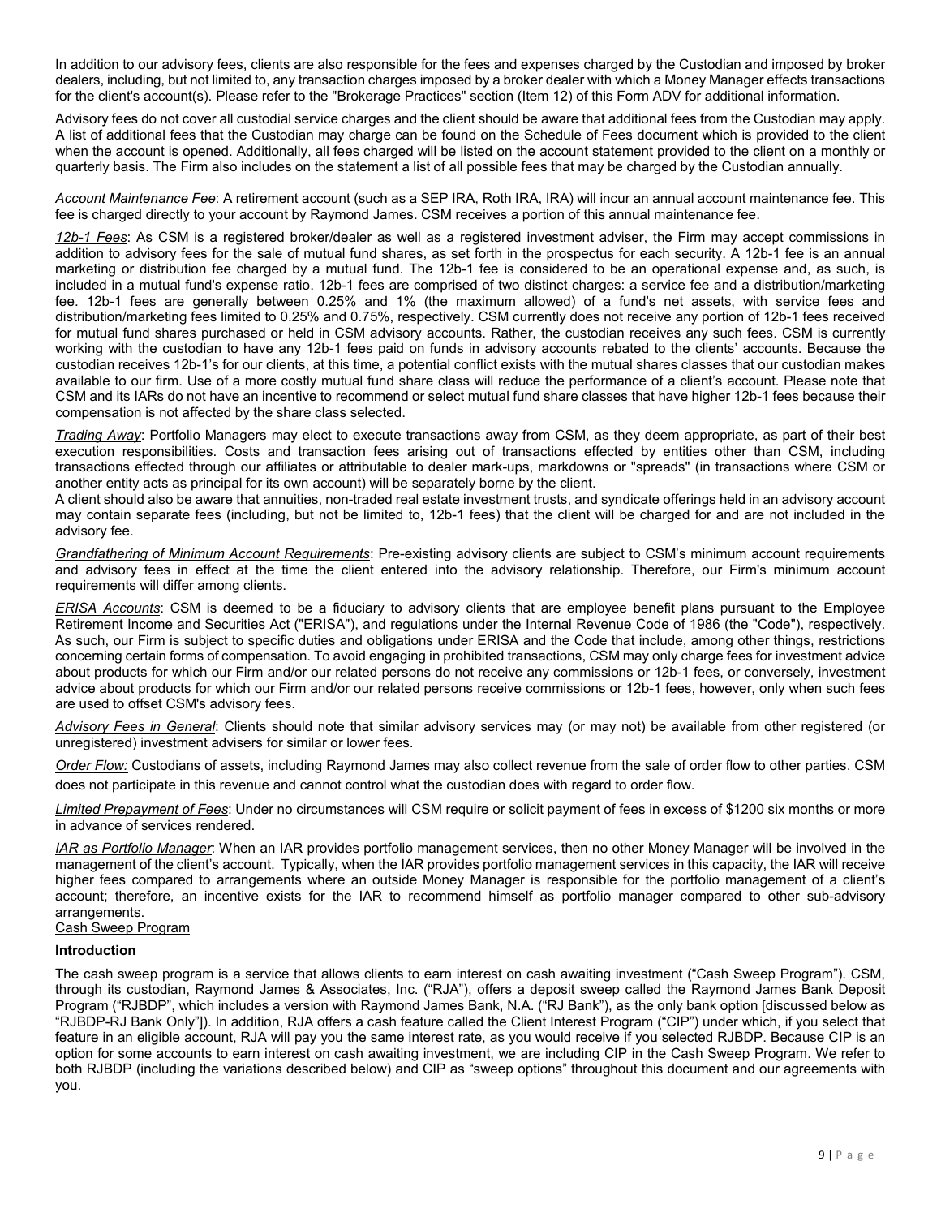In addition to our advisory fees, clients are also responsible for the fees and expenses charged by the Custodian and imposed by broker dealers, including, but not limited to, any transaction charges imposed by a broker dealer with which a Money Manager effects transactions for the client's account(s). Please refer to the "Brokerage Practices" section (Item 12) of this Form ADV for additional information.

Advisory fees do not cover all custodial service charges and the client should be aware that additional fees from the Custodian may apply. A list of additional fees that the Custodian may charge can be found on the Schedule of Fees document which is provided to the client when the account is opened. Additionally, all fees charged will be listed on the account statement provided to the client on a monthly or quarterly basis. The Firm also includes on the statement a list of all possible fees that may be charged by the Custodian annually.

*Account Maintenance Fee*: A retirement account (such as a SEP IRA, Roth IRA, IRA) will incur an annual account maintenance fee. This fee is charged directly to your account by Raymond James. CSM receives a portion of this annual maintenance fee.

*12b-1 Fees*: As CSM is a registered broker/dealer as well as a registered investment adviser, the Firm may accept commissions in addition to advisory fees for the sale of mutual fund shares, as set forth in the prospectus for each security. A 12b-1 fee is an annual marketing or distribution fee charged by a mutual fund. The 12b-1 fee is considered to be an operational expense and, as such, is included in a mutual fund's expense ratio. 12b-1 fees are comprised of two distinct charges: a service fee and a distribution/marketing fee. 12b-1 fees are generally between 0.25% and 1% (the maximum allowed) of a fund's net assets, with service fees and distribution/marketing fees limited to 0.25% and 0.75%, respectively. CSM currently does not receive any portion of 12b-1 fees received for mutual fund shares purchased or held in CSM advisory accounts. Rather, the custodian receives any such fees. CSM is currently working with the custodian to have any 12b-1 fees paid on funds in advisory accounts rebated to the clients' accounts. Because the custodian receives 12b-1's for our clients, at this time, a potential conflict exists with the mutual shares classes that our custodian makes available to our firm. Use of a more costly mutual fund share class will reduce the performance of a client's account. Please note that CSM and its IARs do not have an incentive to recommend or select mutual fund share classes that have higher 12b-1 fees because their compensation is not affected by the share class selected.

*Trading Away*: Portfolio Managers may elect to execute transactions away from CSM, as they deem appropriate, as part of their best execution responsibilities. Costs and transaction fees arising out of transactions effected by entities other than CSM, including transactions effected through our affiliates or attributable to dealer mark-ups, markdowns or "spreads" (in transactions where CSM or another entity acts as principal for its own account) will be separately borne by the client.

A client should also be aware that annuities, non-traded real estate investment trusts, and syndicate offerings held in an advisory account may contain separate fees (including, but not be limited to, 12b-1 fees) that the client will be charged for and are not included in the advisory fee.

*Grandfathering of Minimum Account Requirements*: Pre-existing advisory clients are subject to CSM's minimum account requirements and advisory fees in effect at the time the client entered into the advisory relationship. Therefore, our Firm's minimum account requirements will differ among clients.

*ERISA Accounts*: CSM is deemed to be a fiduciary to advisory clients that are employee benefit plans pursuant to the Employee Retirement Income and Securities Act ("ERISA"), and regulations under the Internal Revenue Code of 1986 (the "Code"), respectively. As such, our Firm is subject to specific duties and obligations under ERISA and the Code that include, among other things, restrictions concerning certain forms of compensation. To avoid engaging in prohibited transactions, CSM may only charge fees for investment advice about products for which our Firm and/or our related persons do not receive any commissions or 12b-1 fees, or conversely, investment advice about products for which our Firm and/or our related persons receive commissions or 12b-1 fees, however, only when such fees are used to offset CSM's advisory fees.

*Advisory Fees in General*: Clients should note that similar advisory services may (or may not) be available from other registered (or unregistered) investment advisers for similar or lower fees.

*Order Flow:* Custodians of assets, including Raymond James may also collect revenue from the sale of order flow to other parties. CSM does not participate in this revenue and cannot control what the custodian does with regard to order flow.

*Limited Prepayment of Fees*: Under no circumstances will CSM require or solicit payment of fees in excess of $1200 six months or more in advance of services rendered.

*IAR as Portfolio Manager*: When an IAR provides portfolio management services, then no other Money Manager will be involved in the management of the client's account. Typically, when the IAR provides portfolio management services in this capacity, the IAR will receive higher fees compared to arrangements where an outside Money Manager is responsible for the portfolio management of a client's account; therefore, an incentive exists for the IAR to recommend himself as portfolio manager compared to other sub-advisory arrangements.

Cash Sweep Program

**Introduction**

The cash sweep program is a service that allows clients to earn interest on cash awaiting investment ("Cash Sweep Program"). CSM, through its custodian, Raymond James & Associates, Inc. ("RJA"), offers a deposit sweep called the Raymond James Bank Deposit Program ("RJBDP", which includes a version with Raymond James Bank, N.A. ("RJ Bank"), as the only bank option [discussed below as "RJBDP-RJ Bank Only"]). In addition, RJA offers a cash feature called the Client Interest Program ("CIP") under which, if you select that feature in an eligible account, RJA will pay you the same interest rate, as you would receive if you selected RJBDP. Because CIP is an option for some accounts to earn interest on cash awaiting investment, we are including CIP in the Cash Sweep Program. We refer to both RJBDP (including the variations described below) and CIP as "sweep options" throughout this document and our agreements with you.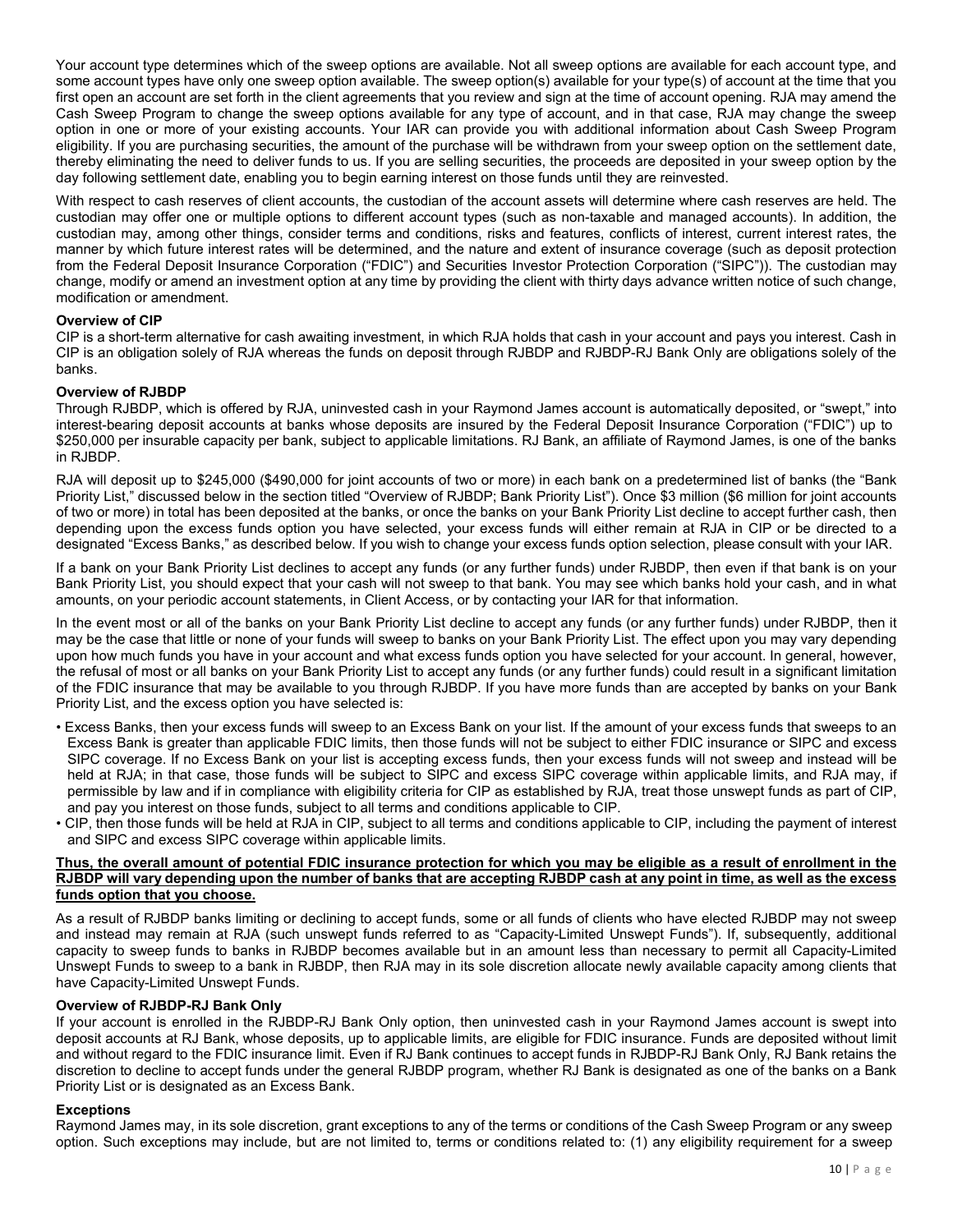Your account type determines which of the sweep options are available. Not all sweep options are available for each account type, and some account types have only one sweep option available. The sweep option(s) available for your type(s) of account at the time that you first open an account are set forth in the client agreements that you review and sign at the time of account opening. RJA may amend the Cash Sweep Program to change the sweep options available for any type of account, and in that case, RJA may change the sweep option in one or more of your existing accounts. Your IAR can provide you with additional information about Cash Sweep Program eligibility. If you are purchasing securities, the amount of the purchase will be withdrawn from your sweep option on the settlement date, thereby eliminating the need to deliver funds to us. If you are selling securities, the proceeds are deposited in your sweep option by the day following settlement date, enabling you to begin earning interest on those funds until they are reinvested.

With respect to cash reserves of client accounts, the custodian of the account assets will determine where cash reserves are held. The custodian may offer one or multiple options to different account types (such as non-taxable and managed accounts). In addition, the custodian may, among other things, consider terms and conditions, risks and features, conflicts of interest, current interest rates, the manner by which future interest rates will be determined, and the nature and extent of insurance coverage (such as deposit protection from the Federal Deposit Insurance Corporation ("FDIC") and Securities Investor Protection Corporation ("SIPC")). The custodian may change, modify or amend an investment option at any time by providing the client with thirty days advance written notice of such change, modification or amendment.

**Overview of CIP**

CIP is a short-term alternative for cash awaiting investment, in which RJA holds that cash in your account and pays you interest. Cash in CIP is an obligation solely of RJA whereas the funds on deposit through RJBDP and RJBDP-RJ Bank Only are obligations solely of the banks.

**Overview of RJBDP**

Through RJBDP, which is offered by RJA, uninvested cash in your Raymond James account is automatically deposited, or "swept," into interest-bearing deposit accounts at banks whose deposits are insured by the Federal Deposit Insurance Corporation ("FDIC") up to $250,000 per insurable capacity per bank, subject to applicable limitations. RJ Bank, an affiliate of Raymond James, is one of the banks in RJBDP.

RJA will deposit up to $245,000 ($490,000 for joint accounts of two or more) in each bank on a predetermined list of banks (the "Bank Priority List," discussed below in the section titled "Overview of RJBDP; Bank Priority List"). Once $3 million ($6 million for joint accounts of two or more) in total has been deposited at the banks, or once the banks on your Bank Priority List decline to accept further cash, then depending upon the excess funds option you have selected, your excess funds will either remain at RJA in CIP or be directed to a designated "Excess Banks," as described below. If you wish to change your excess funds option selection, please consult with your IAR.

If a bank on your Bank Priority List declines to accept any funds (or any further funds) under RJBDP, then even if that bank is on your Bank Priority List, you should expect that your cash will not sweep to that bank. You may see which banks hold your cash, and in what amounts, on your periodic account statements, in Client Access, or by contacting your IAR for that information.

In the event most or all of the banks on your Bank Priority List decline to accept any funds (or any further funds) under RJBDP, then it may be the case that little or none of your funds will sweep to banks on your Bank Priority List. The effect upon you may vary depending upon how much funds you have in your account and what excess funds option you have selected for your account. In general, however, the refusal of most or all banks on your Bank Priority List to accept any funds (or any further funds) could result in a significant limitation of the FDIC insurance that may be available to you through RJBDP. If you have more funds than are accepted by banks on your Bank Priority List, and the excess option you have selected is:

- Excess Banks, then your excess funds will sweep to an Excess Bank on your list. If the amount of your excess funds that sweeps to an Excess Bank is greater than applicable FDIC limits, then those funds will not be subject to either FDIC insurance or SIPC and excess SIPC coverage. If no Excess Bank on your list is accepting excess funds, then your excess funds will not sweep and instead will be held at RJA; in that case, those funds will be subject to SIPC and excess SIPC coverage within applicable limits, and RJA may, if permissible by law and if in compliance with eligibility criteria for CIP as established by RJA, treat those unswept funds as part of CIP, and pay you interest on those funds, subject to all terms and conditions applicable to CIP.
- CIP, then those funds will be held at RJA in CIP, subject to all terms and conditions applicable to CIP, including the payment of interest and SIPC and excess SIPC coverage within applicable limits.

**Thus, the overall amount of potential FDIC insurance protection for which you may be eligible as a result of enrollment in the RJBDP will vary depending upon the number of banks that are accepting RJBDP cash at any point in time, as well as the excess funds option that you choose.**

As a result of RJBDP banks limiting or declining to accept funds, some or all funds of clients who have elected RJBDP may not sweep and instead may remain at RJA (such unswept funds referred to as "Capacity-Limited Unswept Funds"). If, subsequently, additional capacity to sweep funds to banks in RJBDP becomes available but in an amount less than necessary to permit all Capacity-Limited Unswept Funds to sweep to a bank in RJBDP, then RJA may in its sole discretion allocate newly available capacity among clients that have Capacity-Limited Unswept Funds.

**Overview of RJBDP-RJ Bank Only**

If your account is enrolled in the RJBDP-RJ Bank Only option, then uninvested cash in your Raymond James account is swept into deposit accounts at RJ Bank, whose deposits, up to applicable limits, are eligible for FDIC insurance. Funds are deposited without limit and without regard to the FDIC insurance limit. Even if RJ Bank continues to accept funds in RJBDP-RJ Bank Only, RJ Bank retains the discretion to decline to accept funds under the general RJBDP program, whether RJ Bank is designated as one of the banks on a Bank Priority List or is designated as an Excess Bank.

**Exceptions**

Raymond James may, in its sole discretion, grant exceptions to any of the terms or conditions of the Cash Sweep Program or any sweep option. Such exceptions may include, but are not limited to, terms or conditions related to: (1) any eligibility requirement for a sweep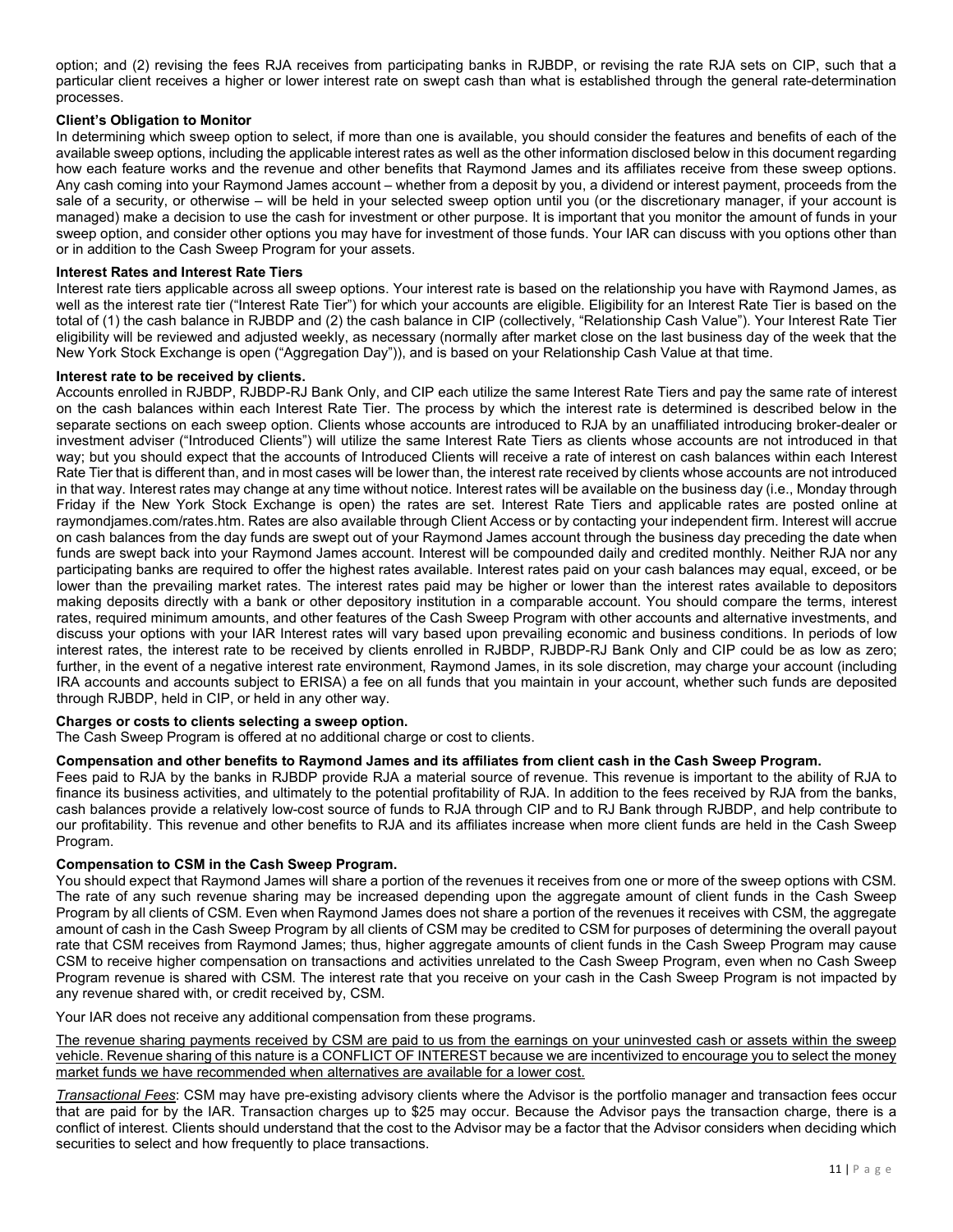option; and (2) revising the fees RJA receives from participating banks in RJBDP, or revising the rate RJA sets on CIP, such that a particular client receives a higher or lower interest rate on swept cash than what is established through the general rate-determination processes.

**Client's Obligation to Monitor**

In determining which sweep option to select, if more than one is available, you should consider the features and benefits of each of the available sweep options, including the applicable interest rates as well as the other information disclosed below in this document regarding how each feature works and the revenue and other benefits that Raymond James and its affiliates receive from these sweep options. Any cash coming into your Raymond James account – whether from a deposit by you, a dividend or interest payment, proceeds from the sale of a security, or otherwise – will be held in your selected sweep option until you (or the discretionary manager, if your account is managed) make a decision to use the cash for investment or other purpose. It is important that you monitor the amount of funds in your sweep option, and consider other options you may have for investment of those funds. Your IAR can discuss with you options other than or in addition to the Cash Sweep Program for your assets.

**Interest Rates and Interest Rate Tiers**

Interest rate tiers applicable across all sweep options. Your interest rate is based on the relationship you have with Raymond James, as well as the interest rate tier ("Interest Rate Tier") for which your accounts are eligible. Eligibility for an Interest Rate Tier is based on the total of (1) the cash balance in RJBDP and (2) the cash balance in CIP (collectively, "Relationship Cash Value"). Your Interest Rate Tier eligibility will be reviewed and adjusted weekly, as necessary (normally after market close on the last business day of the week that the New York Stock Exchange is open ("Aggregation Day")), and is based on your Relationship Cash Value at that time.

**Interest rate to be received by clients.**

Accounts enrolled in RJBDP, RJBDP-RJ Bank Only, and CIP each utilize the same Interest Rate Tiers and pay the same rate of interest on the cash balances within each Interest Rate Tier. The process by which the interest rate is determined is described below in the separate sections on each sweep option. Clients whose accounts are introduced to RJA by an unaffiliated introducing broker-dealer or investment adviser ("Introduced Clients") will utilize the same Interest Rate Tiers as clients whose accounts are not introduced in that way; but you should expect that the accounts of Introduced Clients will receive a rate of interest on cash balances within each Interest Rate Tier that is different than, and in most cases will be lower than, the interest rate received by clients whose accounts are not introduced in that way. Interest rates may change at any time without notice. Interest rates will be available on the business day (i.e., Monday through Friday if the New York Stock Exchange is open) the rates are set. Interest Rate Tiers and applicable rates are posted online at raymondjames.com/rates.htm. Rates are also available through Client Access or by contacting your independent firm. Interest will accrue on cash balances from the day funds are swept out of your Raymond James account through the business day preceding the date when funds are swept back into your Raymond James account. Interest will be compounded daily and credited monthly. Neither RJA nor any participating banks are required to offer the highest rates available. Interest rates paid on your cash balances may equal, exceed, or be lower than the prevailing market rates. The interest rates paid may be higher or lower than the interest rates available to depositors making deposits directly with a bank or other depository institution in a comparable account. You should compare the terms, interest rates, required minimum amounts, and other features of the Cash Sweep Program with other accounts and alternative investments, and discuss your options with your IAR Interest rates will vary based upon prevailing economic and business conditions. In periods of low interest rates, the interest rate to be received by clients enrolled in RJBDP, RJBDP-RJ Bank Only and CIP could be as low as zero; further, in the event of a negative interest rate environment, Raymond James, in its sole discretion, may charge your account (including IRA accounts and accounts subject to ERISA) a fee on all funds that you maintain in your account, whether such funds are deposited through RJBDP, held in CIP, or held in any other way.

**Charges or costs to clients selecting a sweep option.**

The Cash Sweep Program is offered at no additional charge or cost to clients.

**Compensation and other benefits to Raymond James and its affiliates from client cash in the Cash Sweep Program.**

Fees paid to RJA by the banks in RJBDP provide RJA a material source of revenue. This revenue is important to the ability of RJA to finance its business activities, and ultimately to the potential profitability of RJA. In addition to the fees received by RJA from the banks, cash balances provide a relatively low-cost source of funds to RJA through CIP and to RJ Bank through RJBDP, and help contribute to our profitability. This revenue and other benefits to RJA and its affiliates increase when more client funds are held in the Cash Sweep Program.

**Compensation to CSM in the Cash Sweep Program.**

You should expect that Raymond James will share a portion of the revenues it receives from one or more of the sweep options with CSM. The rate of any such revenue sharing may be increased depending upon the aggregate amount of client funds in the Cash Sweep Program by all clients of CSM. Even when Raymond James does not share a portion of the revenues it receives with CSM, the aggregate amount of cash in the Cash Sweep Program by all clients of CSM may be credited to CSM for purposes of determining the overall payout rate that CSM receives from Raymond James; thus, higher aggregate amounts of client funds in the Cash Sweep Program may cause CSM to receive higher compensation on transactions and activities unrelated to the Cash Sweep Program, even when no Cash Sweep Program revenue is shared with CSM. The interest rate that you receive on your cash in the Cash Sweep Program is not impacted by any revenue shared with, or credit received by, CSM.

Your IAR does not receive any additional compensation from these programs.

The revenue sharing payments received by CSM are paid to us from the earnings on your uninvested cash or assets within the sweep vehicle. Revenue sharing of this nature is a CONFLICT OF INTEREST because we are incentivized to encourage you to select the money market funds we have recommended when alternatives are available for a lower cost.

*Transactional Fees*: CSM may have pre-existing advisory clients where the Advisor is the portfolio manager and transaction fees occur that are paid for by the IAR. Transaction charges up to $25 may occur. Because the Advisor pays the transaction charge, there is a conflict of interest. Clients should understand that the cost to the Advisor may be a factor that the Advisor considers when deciding which securities to select and how frequently to place transactions.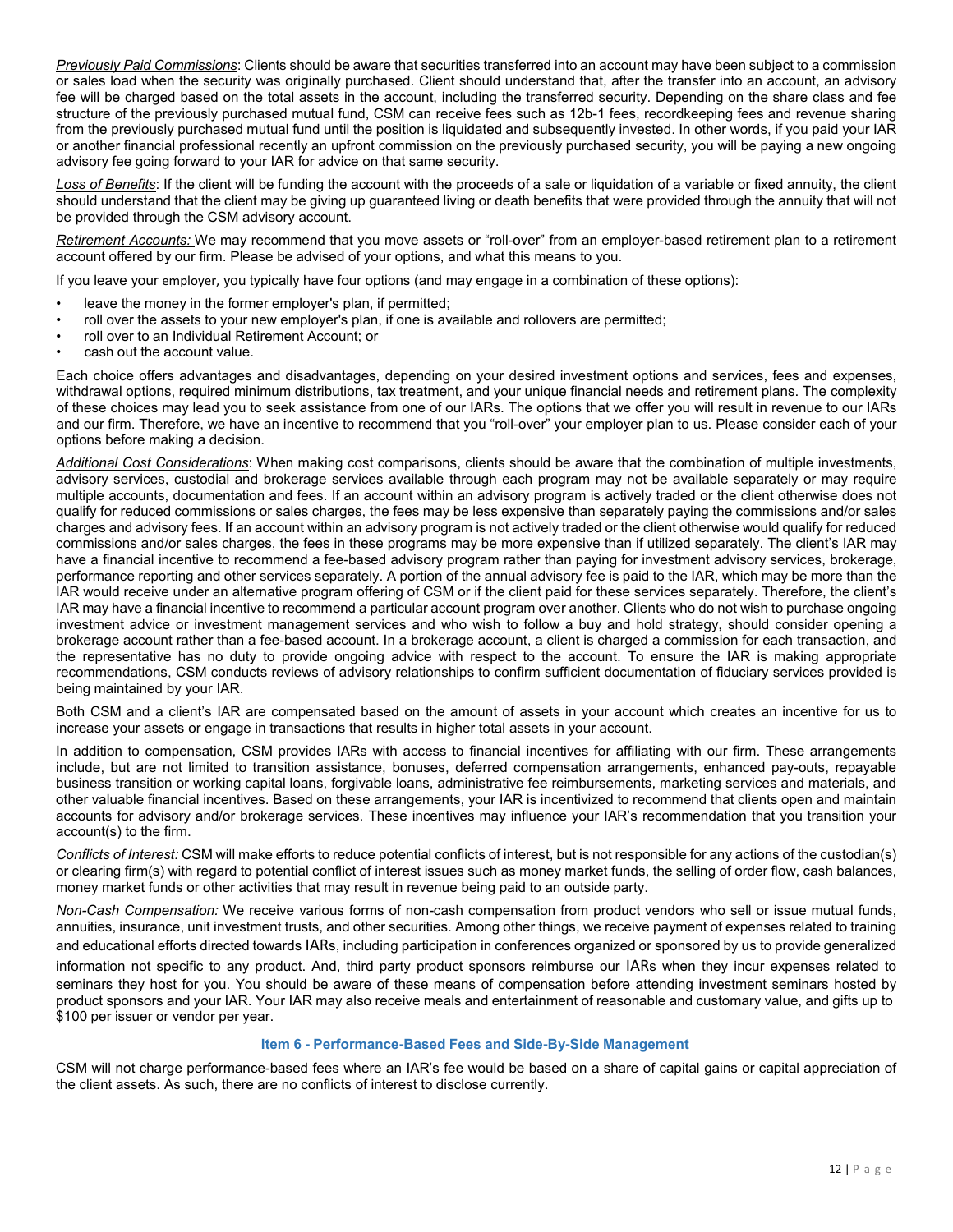*Previously Paid Commissions*: Clients should be aware that securities transferred into an account may have been subject to a commission or sales load when the security was originally purchased. Client should understand that, after the transfer into an account, an advisory fee will be charged based on the total assets in the account, including the transferred security. Depending on the share class and fee structure of the previously purchased mutual fund, CSM can receive fees such as 12b-1 fees, recordkeeping fees and revenue sharing from the previously purchased mutual fund until the position is liquidated and subsequently invested. In other words, if you paid your IAR or another financial professional recently an upfront commission on the previously purchased security, you will be paying a new ongoing advisory fee going forward to your IAR for advice on that same security.

*Loss of Benefits*: If the client will be funding the account with the proceeds of a sale or liquidation of a variable or fixed annuity, the client should understand that the client may be giving up guaranteed living or death benefits that were provided through the annuity that will not be provided through the CSM advisory account.

*Retirement Accounts:* We may recommend that you move assets or "roll-over" from an employer-based retirement plan to a retirement account offered by our firm. Please be advised of your options, and what this means to you.

If you leave your employer, you typically have four options (and may engage in a combination of these options):

- leave the money in the former employer's plan, if permitted;
- roll over the assets to your new employer's plan, if one is available and rollovers are permitted;
- roll over to an Individual Retirement Account; or
- cash out the account value.

Each choice offers advantages and disadvantages, depending on your desired investment options and services, fees and expenses, withdrawal options, required minimum distributions, tax treatment, and your unique financial needs and retirement plans. The complexity of these choices may lead you to seek assistance from one of our IARs. The options that we offer you will result in revenue to our IARs and our firm. Therefore, we have an incentive to recommend that you "roll-over" your employer plan to us. Please consider each of your options before making a decision.

*Additional Cost Considerations*: When making cost comparisons, clients should be aware that the combination of multiple investments, advisory services, custodial and brokerage services available through each program may not be available separately or may require multiple accounts, documentation and fees. If an account within an advisory program is actively traded or the client otherwise does not qualify for reduced commissions or sales charges, the fees may be less expensive than separately paying the commissions and/or sales charges and advisory fees. If an account within an advisory program is not actively traded or the client otherwise would qualify for reduced commissions and/or sales charges, the fees in these programs may be more expensive than if utilized separately. The client's IAR may have a financial incentive to recommend a fee-based advisory program rather than paying for investment advisory services, brokerage, performance reporting and other services separately. A portion of the annual advisory fee is paid to the IAR, which may be more than the IAR would receive under an alternative program offering of CSM or if the client paid for these services separately. Therefore, the client's IAR may have a financial incentive to recommend a particular account program over another. Clients who do not wish to purchase ongoing investment advice or investment management services and who wish to follow a buy and hold strategy, should consider opening a brokerage account rather than a fee-based account. In a brokerage account, a client is charged a commission for each transaction, and the representative has no duty to provide ongoing advice with respect to the account. To ensure the IAR is making appropriate recommendations, CSM conducts reviews of advisory relationships to confirm sufficient documentation of fiduciary services provided is being maintained by your IAR.

Both CSM and a client's IAR are compensated based on the amount of assets in your account which creates an incentive for us to increase your assets or engage in transactions that results in higher total assets in your account.

In addition to compensation, CSM provides IARs with access to financial incentives for affiliating with our firm. These arrangements include, but are not limited to transition assistance, bonuses, deferred compensation arrangements, enhanced pay-outs, repayable business transition or working capital loans, forgivable loans, administrative fee reimbursements, marketing services and materials, and other valuable financial incentives. Based on these arrangements, your IAR is incentivized to recommend that clients open and maintain accounts for advisory and/or brokerage services. These incentives may influence your IAR's recommendation that you transition your account(s) to the firm.

*Conflicts of Interest:* CSM will make efforts to reduce potential conflicts of interest, but is not responsible for any actions of the custodian(s) or clearing firm(s) with regard to potential conflict of interest issues such as money market funds, the selling of order flow, cash balances, money market funds or other activities that may result in revenue being paid to an outside party.

*Non-Cash Compensation:* We receive various forms of non-cash compensation from product vendors who sell or issue mutual funds, annuities, insurance, unit investment trusts, and other securities. Among other things, we receive payment of expenses related to training and educational efforts directed towards IARs, including participation in conferences organized or sponsored by us to provide generalized information not specific to any product. And, third party product sponsors reimburse our IARs when they incur expenses related to seminars they host for you. You should be aware of these means of compensation before attending investment seminars hosted by product sponsors and your IAR. Your IAR may also receive meals and entertainment of reasonable and customary value, and gifts up to $100 per issuer or vendor per year.

## Item 6 - Performance-Based Fees and Side-By-Side Management

CSM will not charge performance-based fees where an IAR's fee would be based on a share of capital gains or capital appreciation of the client assets. As such, there are no conflicts of interest to disclose currently.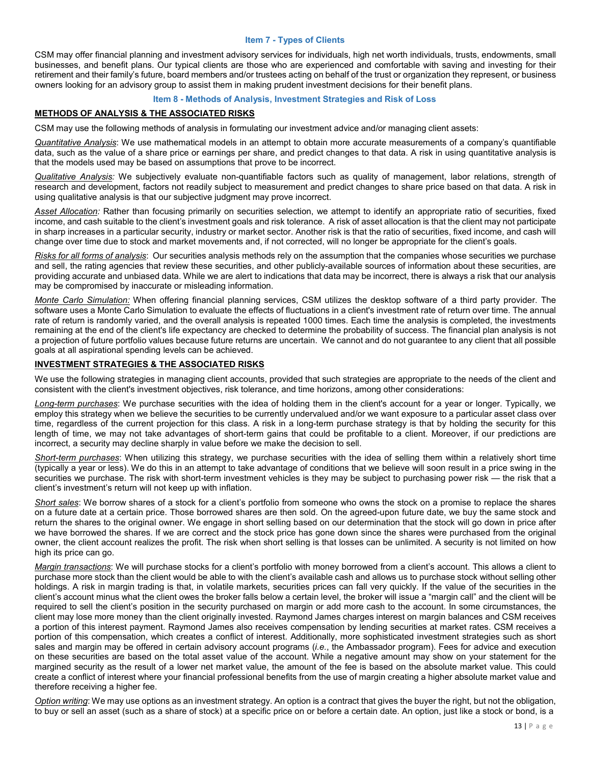## Item 7 - Types of Clients

CSM may offer financial planning and investment advisory services for individuals, high net worth individuals, trusts, endowments, small businesses, and benefit plans. Our typical clients are those who are experienced and comfortable with saving and investing for their retirement and their family's future, board members and/or trustees acting on behalf of the trust or organization they represent, or business owners looking for an advisory group to assist them in making prudent investment decisions for their benefit plans.

## Item 8 - Methods of Analysis, Investment Strategies and Risk of Loss

### METHODS OF ANALYSIS & THE ASSOCIATED RISKS

CSM may use the following methods of analysis in formulating our investment advice and/or managing client assets:

*Quantitative Analysis*: We use mathematical models in an attempt to obtain more accurate measurements of a company's quantifiable data, such as the value of a share price or earnings per share, and predict changes to that data. A risk in using quantitative analysis is that the models used may be based on assumptions that prove to be incorrect.

*Qualitative Analysis:* We subjectively evaluate non-quantifiable factors such as quality of management, labor relations, strength of research and development, factors not readily subject to measurement and predict changes to share price based on that data. A risk in using qualitative analysis is that our subjective judgment may prove incorrect.

*Asset Allocation:* Rather than focusing primarily on securities selection, we attempt to identify an appropriate ratio of securities, fixed income, and cash suitable to the client's investment goals and risk tolerance. A risk of asset allocation is that the client may not participate in sharp increases in a particular security, industry or market sector. Another risk is that the ratio of securities, fixed income, and cash will change over time due to stock and market movements and, if not corrected, will no longer be appropriate for the client's goals.

*Risks for all forms of analysis*: Our securities analysis methods rely on the assumption that the companies whose securities we purchase and sell, the rating agencies that review these securities, and other publicly-available sources of information about these securities, are providing accurate and unbiased data. While we are alert to indications that data may be incorrect, there is always a risk that our analysis may be compromised by inaccurate or misleading information.

*Monte Carlo Simulation:* When offering financial planning services, CSM utilizes the desktop software of a third party provider. The software uses a Monte Carlo Simulation to evaluate the effects of fluctuations in a client's investment rate of return over time. The annual rate of return is randomly varied, and the overall analysis is repeated 1000 times. Each time the analysis is completed, the investments remaining at the end of the client's life expectancy are checked to determine the probability of success. The financial plan analysis is not a projection of future portfolio values because future returns are uncertain. We cannot and do not guarantee to any client that all possible goals at all aspirational spending levels can be achieved.

### INVESTMENT STRATEGIES & THE ASSOCIATED RISKS

We use the following strategies in managing client accounts, provided that such strategies are appropriate to the needs of the client and consistent with the client's investment objectives, risk tolerance, and time horizons, among other considerations:

*Long-term purchases*: We purchase securities with the idea of holding them in the client's account for a year or longer. Typically, we employ this strategy when we believe the securities to be currently undervalued and/or we want exposure to a particular asset class over time, regardless of the current projection for this class. A risk in a long-term purchase strategy is that by holding the security for this length of time, we may not take advantages of short-term gains that could be profitable to a client. Moreover, if our predictions are incorrect, a security may decline sharply in value before we make the decision to sell.

*Short-term purchases*: When utilizing this strategy, we purchase securities with the idea of selling them within a relatively short time (typically a year or less). We do this in an attempt to take advantage of conditions that we believe will soon result in a price swing in the securities we purchase. The risk with short-term investment vehicles is they may be subject to purchasing power risk — the risk that a client's investment's return will not keep up with inflation.

*Short sales*: We borrow shares of a stock for a client's portfolio from someone who owns the stock on a promise to replace the shares on a future date at a certain price. Those borrowed shares are then sold. On the agreed-upon future date, we buy the same stock and return the shares to the original owner. We engage in short selling based on our determination that the stock will go down in price after we have borrowed the shares. If we are correct and the stock price has gone down since the shares were purchased from the original owner, the client account realizes the profit. The risk when short selling is that losses can be unlimited. A security is not limited on how high its price can go.

*Margin transactions*: We will purchase stocks for a client's portfolio with money borrowed from a client's account. This allows a client to purchase more stock than the client would be able to with the client's available cash and allows us to purchase stock without selling other holdings. A risk in margin trading is that, in volatile markets, securities prices can fall very quickly. If the value of the securities in the client's account minus what the client owes the broker falls below a certain level, the broker will issue a "margin call" and the client will be required to sell the client's position in the security purchased on margin or add more cash to the account. In some circumstances, the client may lose more money than the client originally invested. Raymond James charges interest on margin balances and CSM receives a portion of this interest payment. Raymond James also receives compensation by lending securities at market rates. CSM receives a portion of this compensation, which creates a conflict of interest. Additionally, more sophisticated investment strategies such as short sales and margin may be offered in certain advisory account programs (*i.e.*, the Ambassador program). Fees for advice and execution on these securities are based on the total asset value of the account. While a negative amount may show on your statement for the margined security as the result of a lower net market value, the amount of the fee is based on the absolute market value. This could create a conflict of interest where your financial professional benefits from the use of margin creating a higher absolute market value and therefore receiving a higher fee.

*Option writing*: We may use options as an investment strategy. An option is a contract that gives the buyer the right, but not the obligation, to buy or sell an asset (such as a share of stock) at a specific price on or before a certain date. An option, just like a stock or bond, is a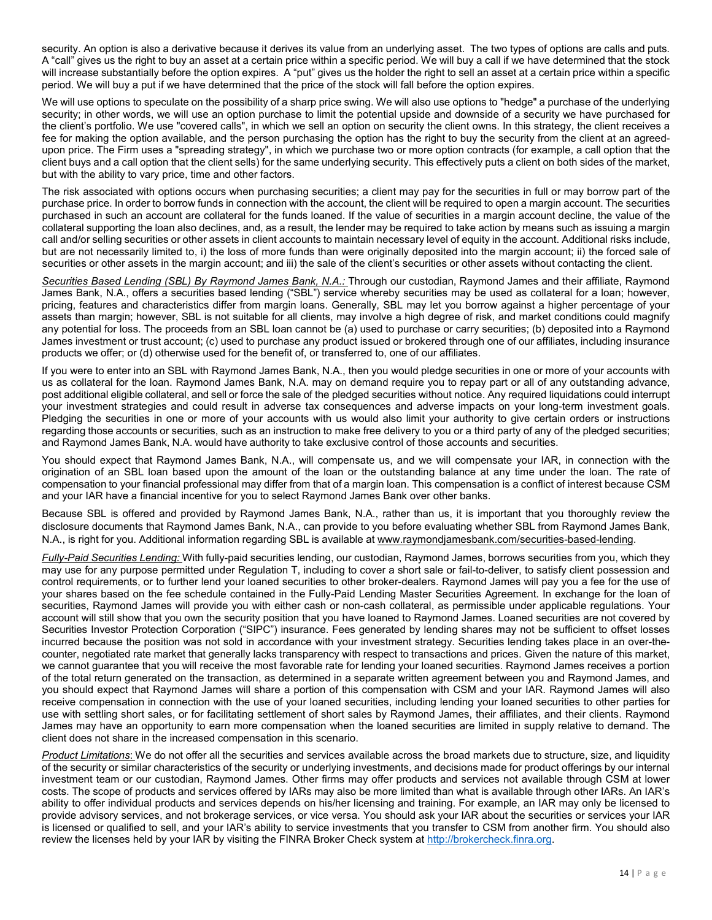security. An option is also a derivative because it derives its value from an underlying asset. The two types of options are calls and puts. A "call" gives us the right to buy an asset at a certain price within a specific period. We will buy a call if we have determined that the stock will increase substantially before the option expires. A "put" gives us the holder the right to sell an asset at a certain price within a specific period. We will buy a put if we have determined that the price of the stock will fall before the option expires.

We will use options to speculate on the possibility of a sharp price swing. We will also use options to "hedge" a purchase of the underlying security; in other words, we will use an option purchase to limit the potential upside and downside of a security we have purchased for the client's portfolio. We use "covered calls", in which we sell an option on security the client owns. In this strategy, the client receives a fee for making the option available, and the person purchasing the option has the right to buy the security from the client at an agreed-upon price. The Firm uses a "spreading strategy", in which we purchase two or more option contracts (for example, a call option that the client buys and a call option that the client sells) for the same underlying security. This effectively puts a client on both sides of the market, but with the ability to vary price, time and other factors.

The risk associated with options occurs when purchasing securities; a client may pay for the securities in full or may borrow part of the purchase price. In order to borrow funds in connection with the account, the client will be required to open a margin account. The securities purchased in such an account are collateral for the funds loaned. If the value of securities in a margin account decline, the value of the collateral supporting the loan also declines, and, as a result, the lender may be required to take action by means such as issuing a margin call and/or selling securities or other assets in client accounts to maintain necessary level of equity in the account. Additional risks include, but are not necessarily limited to, i) the loss of more funds than were originally deposited into the margin account; ii) the forced sale of securities or other assets in the margin account; and iii) the sale of the client's securities or other assets without contacting the client.

*Securities Based Lending (SBL) By Raymond James Bank, N.A.:* Through our custodian, Raymond James and their affiliate, Raymond James Bank, N.A., offers a securities based lending ("SBL") service whereby securities may be used as collateral for a loan; however, pricing, features and characteristics differ from margin loans. Generally, SBL may let you borrow against a higher percentage of your assets than margin; however, SBL is not suitable for all clients, may involve a high degree of risk, and market conditions could magnify any potential for loss. The proceeds from an SBL loan cannot be (a) used to purchase or carry securities; (b) deposited into a Raymond James investment or trust account; (c) used to purchase any product issued or brokered through one of our affiliates, including insurance products we offer; or (d) otherwise used for the benefit of, or transferred to, one of our affiliates.

If you were to enter into an SBL with Raymond James Bank, N.A., then you would pledge securities in one or more of your accounts with us as collateral for the loan. Raymond James Bank, N.A. may on demand require you to repay part or all of any outstanding advance, post additional eligible collateral, and sell or force the sale of the pledged securities without notice. Any required liquidations could interrupt your investment strategies and could result in adverse tax consequences and adverse impacts on your long-term investment goals. Pledging the securities in one or more of your accounts with us would also limit your authority to give certain orders or instructions regarding those accounts or securities, such as an instruction to make free delivery to you or a third party of any of the pledged securities; and Raymond James Bank, N.A. would have authority to take exclusive control of those accounts and securities.

You should expect that Raymond James Bank, N.A., will compensate us, and we will compensate your IAR, in connection with the origination of an SBL loan based upon the amount of the loan or the outstanding balance at any time under the loan. The rate of compensation to your financial professional may differ from that of a margin loan. This compensation is a conflict of interest because CSM and your IAR have a financial incentive for you to select Raymond James Bank over other banks.

Because SBL is offered and provided by Raymond James Bank, N.A., rather than us, it is important that you thoroughly review the disclosure documents that Raymond James Bank, N.A., can provide to you before evaluating whether SBL from Raymond James Bank, N.A., is right for you. Additional information regarding SBL is available at www.raymondjamesbank.com/securities-based-lending.

*Fully-Paid Securities Lending:* With fully-paid securities lending, our custodian, Raymond James, borrows securities from you, which they may use for any purpose permitted under Regulation T, including to cover a short sale or fail-to-deliver, to satisfy client possession and control requirements, or to further lend your loaned securities to other broker-dealers. Raymond James will pay you a fee for the use of your shares based on the fee schedule contained in the Fully-Paid Lending Master Securities Agreement. In exchange for the loan of securities, Raymond James will provide you with either cash or non-cash collateral, as permissible under applicable regulations. Your account will still show that you own the security position that you have loaned to Raymond James. Loaned securities are not covered by Securities Investor Protection Corporation ("SIPC") insurance. Fees generated by lending shares may not be sufficient to offset losses incurred because the position was not sold in accordance with your investment strategy. Securities lending takes place in an over-the-counter, negotiated rate market that generally lacks transparency with respect to transactions and prices. Given the nature of this market, we cannot guarantee that you will receive the most favorable rate for lending your loaned securities. Raymond James receives a portion of the total return generated on the transaction, as determined in a separate written agreement between you and Raymond James, and you should expect that Raymond James will share a portion of this compensation with CSM and your IAR. Raymond James will also receive compensation in connection with the use of your loaned securities, including lending your loaned securities to other parties for use with settling short sales, or for facilitating settlement of short sales by Raymond James, their affiliates, and their clients. Raymond James may have an opportunity to earn more compensation when the loaned securities are limited in supply relative to demand. The client does not share in the increased compensation in this scenario.

*Product Limitations*: We do not offer all the securities and services available across the broad markets due to structure, size, and liquidity of the security or similar characteristics of the security or underlying investments, and decisions made for product offerings by our internal investment team or our custodian, Raymond James. Other firms may offer products and services not available through CSM at lower costs. The scope of products and services offered by IARs may also be more limited than what is available through other IARs. An IAR's ability to offer individual products and services depends on his/her licensing and training. For example, an IAR may only be licensed to provide advisory services, and not brokerage services, or vice versa. You should ask your IAR about the securities or services your IAR is licensed or qualified to sell, and your IAR's ability to service investments that you transfer to CSM from another firm. You should also review the licenses held by your IAR by visiting the FINRA Broker Check system at http://brokercheck.finra.org.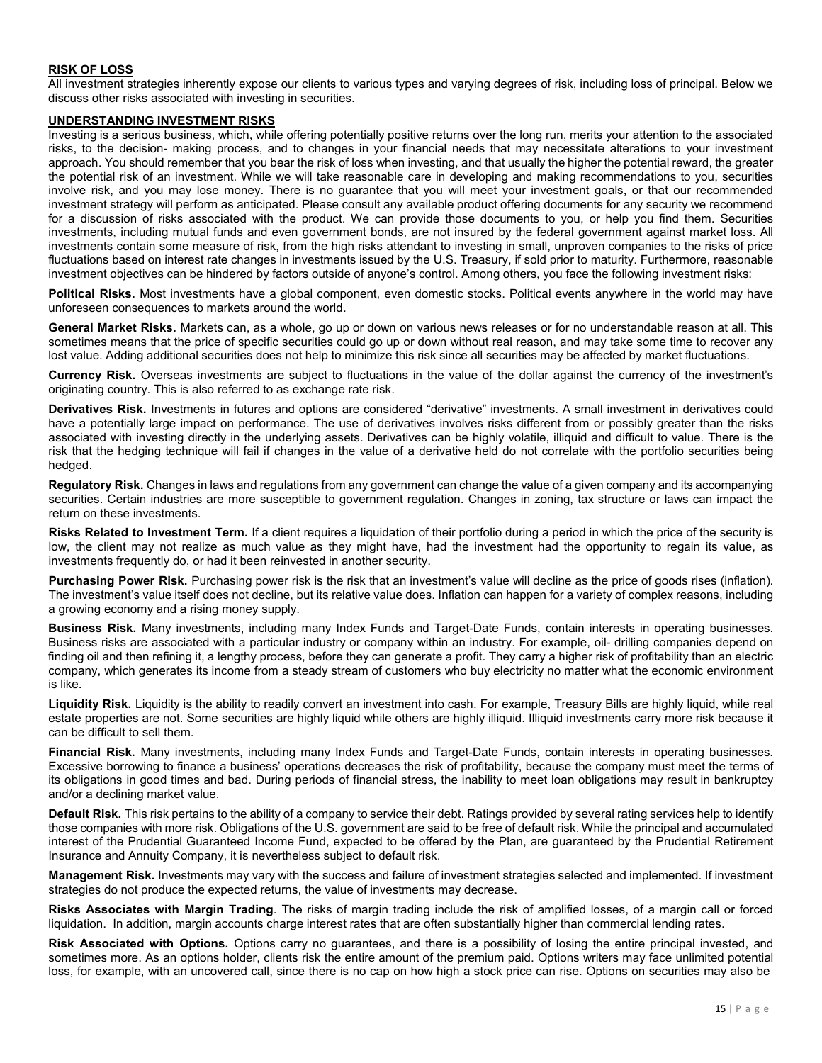## RISK OF LOSS

All investment strategies inherently expose our clients to various types and varying degrees of risk, including loss of principal. Below we discuss other risks associated with investing in securities.

## UNDERSTANDING INVESTMENT RISKS

Investing is a serious business, which, while offering potentially positive returns over the long run, merits your attention to the associated risks, to the decision- making process, and to changes in your financial needs that may necessitate alterations to your investment approach. You should remember that you bear the risk of loss when investing, and that usually the higher the potential reward, the greater the potential risk of an investment. While we will take reasonable care in developing and making recommendations to you, securities involve risk, and you may lose money. There is no guarantee that you will meet your investment goals, or that our recommended investment strategy will perform as anticipated. Please consult any available product offering documents for any security we recommend for a discussion of risks associated with the product. We can provide those documents to you, or help you find them. Securities investments, including mutual funds and even government bonds, are not insured by the federal government against market loss. All investments contain some measure of risk, from the high risks attendant to investing in small, unproven companies to the risks of price fluctuations based on interest rate changes in investments issued by the U.S. Treasury, if sold prior to maturity. Furthermore, reasonable investment objectives can be hindered by factors outside of anyone's control. Among others, you face the following investment risks:

**Political Risks.** Most investments have a global component, even domestic stocks. Political events anywhere in the world may have unforeseen consequences to markets around the world.

**General Market Risks.** Markets can, as a whole, go up or down on various news releases or for no understandable reason at all. This sometimes means that the price of specific securities could go up or down without real reason, and may take some time to recover any lost value. Adding additional securities does not help to minimize this risk since all securities may be affected by market fluctuations.

**Currency Risk.** Overseas investments are subject to fluctuations in the value of the dollar against the currency of the investment's originating country. This is also referred to as exchange rate risk.

**Derivatives Risk.** Investments in futures and options are considered "derivative" investments. A small investment in derivatives could have a potentially large impact on performance. The use of derivatives involves risks different from or possibly greater than the risks associated with investing directly in the underlying assets. Derivatives can be highly volatile, illiquid and difficult to value. There is the risk that the hedging technique will fail if changes in the value of a derivative held do not correlate with the portfolio securities being hedged.

**Regulatory Risk.** Changes in laws and regulations from any government can change the value of a given company and its accompanying securities. Certain industries are more susceptible to government regulation. Changes in zoning, tax structure or laws can impact the return on these investments.

**Risks Related to Investment Term.** If a client requires a liquidation of their portfolio during a period in which the price of the security is low, the client may not realize as much value as they might have, had the investment had the opportunity to regain its value, as investments frequently do, or had it been reinvested in another security.

**Purchasing Power Risk.** Purchasing power risk is the risk that an investment's value will decline as the price of goods rises (inflation). The investment's value itself does not decline, but its relative value does. Inflation can happen for a variety of complex reasons, including a growing economy and a rising money supply.

**Business Risk.** Many investments, including many Index Funds and Target-Date Funds, contain interests in operating businesses. Business risks are associated with a particular industry or company within an industry. For example, oil- drilling companies depend on finding oil and then refining it, a lengthy process, before they can generate a profit. They carry a higher risk of profitability than an electric company, which generates its income from a steady stream of customers who buy electricity no matter what the economic environment is like.

**Liquidity Risk.** Liquidity is the ability to readily convert an investment into cash. For example, Treasury Bills are highly liquid, while real estate properties are not. Some securities are highly liquid while others are highly illiquid. Illiquid investments carry more risk because it can be difficult to sell them.

**Financial Risk.** Many investments, including many Index Funds and Target-Date Funds, contain interests in operating businesses. Excessive borrowing to finance a business' operations decreases the risk of profitability, because the company must meet the terms of its obligations in good times and bad. During periods of financial stress, the inability to meet loan obligations may result in bankruptcy and/or a declining market value.

**Default Risk.** This risk pertains to the ability of a company to service their debt. Ratings provided by several rating services help to identify those companies with more risk. Obligations of the U.S. government are said to be free of default risk. While the principal and accumulated interest of the Prudential Guaranteed Income Fund, expected to be offered by the Plan, are guaranteed by the Prudential Retirement Insurance and Annuity Company, it is nevertheless subject to default risk.

**Management Risk.** Investments may vary with the success and failure of investment strategies selected and implemented. If investment strategies do not produce the expected returns, the value of investments may decrease.

**Risks Associates with Margin Trading**. The risks of margin trading include the risk of amplified losses, of a margin call or forced liquidation. In addition, margin accounts charge interest rates that are often substantially higher than commercial lending rates.

**Risk Associated with Options.** Options carry no guarantees, and there is a possibility of losing the entire principal invested, and sometimes more. As an options holder, clients risk the entire amount of the premium paid. Options writers may face unlimited potential loss, for example, with an uncovered call, since there is no cap on how high a stock price can rise. Options on securities may also be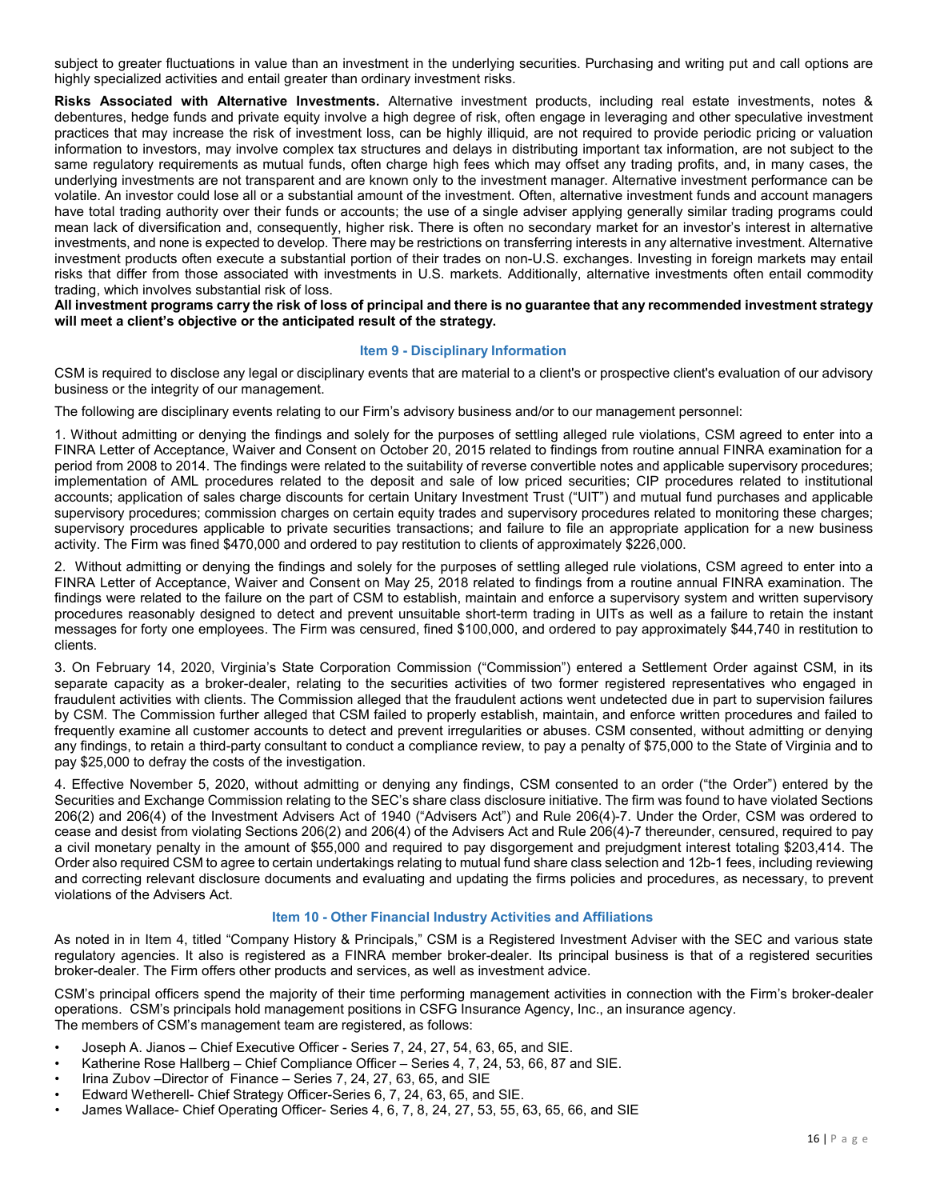subject to greater fluctuations in value than an investment in the underlying securities. Purchasing and writing put and call options are highly specialized activities and entail greater than ordinary investment risks.

**Risks Associated with Alternative Investments.** Alternative investment products, including real estate investments, notes & debentures, hedge funds and private equity involve a high degree of risk, often engage in leveraging and other speculative investment practices that may increase the risk of investment loss, can be highly illiquid, are not required to provide periodic pricing or valuation information to investors, may involve complex tax structures and delays in distributing important tax information, are not subject to the same regulatory requirements as mutual funds, often charge high fees which may offset any trading profits, and, in many cases, the underlying investments are not transparent and are known only to the investment manager. Alternative investment performance can be volatile. An investor could lose all or a substantial amount of the investment. Often, alternative investment funds and account managers have total trading authority over their funds or accounts; the use of a single adviser applying generally similar trading programs could mean lack of diversification and, consequently, higher risk. There is often no secondary market for an investor's interest in alternative investments, and none is expected to develop. There may be restrictions on transferring interests in any alternative investment. Alternative investment products often execute a substantial portion of their trades on non-U.S. exchanges. Investing in foreign markets may entail risks that differ from those associated with investments in U.S. markets. Additionally, alternative investments often entail commodity trading, which involves substantial risk of loss.

**All investment programs carry the risk of loss of principal and there is no guarantee that any recommended investment strategy will meet a client's objective or the anticipated result of the strategy.**

## Item 9 - Disciplinary Information

CSM is required to disclose any legal or disciplinary events that are material to a client's or prospective client's evaluation of our advisory business or the integrity of our management.

The following are disciplinary events relating to our Firm's advisory business and/or to our management personnel:

1. Without admitting or denying the findings and solely for the purposes of settling alleged rule violations, CSM agreed to enter into a FINRA Letter of Acceptance, Waiver and Consent on October 20, 2015 related to findings from routine annual FINRA examination for a period from 2008 to 2014. The findings were related to the suitability of reverse convertible notes and applicable supervisory procedures; implementation of AML procedures related to the deposit and sale of low priced securities; CIP procedures related to institutional accounts; application of sales charge discounts for certain Unitary Investment Trust ("UIT") and mutual fund purchases and applicable supervisory procedures; commission charges on certain equity trades and supervisory procedures related to monitoring these charges; supervisory procedures applicable to private securities transactions; and failure to file an appropriate application for a new business activity. The Firm was fined $470,000 and ordered to pay restitution to clients of approximately $226,000.

2. Without admitting or denying the findings and solely for the purposes of settling alleged rule violations, CSM agreed to enter into a FINRA Letter of Acceptance, Waiver and Consent on May 25, 2018 related to findings from a routine annual FINRA examination. The findings were related to the failure on the part of CSM to establish, maintain and enforce a supervisory system and written supervisory procedures reasonably designed to detect and prevent unsuitable short-term trading in UITs as well as a failure to retain the instant messages for forty one employees. The Firm was censured, fined $100,000, and ordered to pay approximately $44,740 in restitution to clients.

3. On February 14, 2020, Virginia's State Corporation Commission ("Commission") entered a Settlement Order against CSM, in its separate capacity as a broker-dealer, relating to the securities activities of two former registered representatives who engaged in fraudulent activities with clients. The Commission alleged that the fraudulent actions went undetected due in part to supervision failures by CSM. The Commission further alleged that CSM failed to properly establish, maintain, and enforce written procedures and failed to frequently examine all customer accounts to detect and prevent irregularities or abuses. CSM consented, without admitting or denying any findings, to retain a third-party consultant to conduct a compliance review, to pay a penalty of $75,000 to the State of Virginia and to pay $25,000 to defray the costs of the investigation.

4. Effective November 5, 2020, without admitting or denying any findings, CSM consented to an order ("the Order") entered by the Securities and Exchange Commission relating to the SEC's share class disclosure initiative. The firm was found to have violated Sections 206(2) and 206(4) of the Investment Advisers Act of 1940 ("Advisers Act") and Rule 206(4)-7. Under the Order, CSM was ordered to cease and desist from violating Sections 206(2) and 206(4) of the Advisers Act and Rule 206(4)-7 thereunder, censured, required to pay a civil monetary penalty in the amount of $55,000 and required to pay disgorgement and prejudgment interest totaling $203,414. The Order also required CSM to agree to certain undertakings relating to mutual fund share class selection and 12b-1 fees, including reviewing and correcting relevant disclosure documents and evaluating and updating the firms policies and procedures, as necessary, to prevent violations of the Advisers Act.

## Item 10 - Other Financial Industry Activities and Affiliations

As noted in in Item 4, titled "Company History & Principals," CSM is a Registered Investment Adviser with the SEC and various state regulatory agencies. It also is registered as a FINRA member broker-dealer. Its principal business is that of a registered securities broker-dealer. The Firm offers other products and services, as well as investment advice.

CSM's principal officers spend the majority of their time performing management activities in connection with the Firm's broker-dealer operations. CSM's principals hold management positions in CSFG Insurance Agency, Inc., an insurance agency.
The members of CSM's management team are registered, as follows:

- Joseph A. Jianos – Chief Executive Officer - Series 7, 24, 27, 54, 63, 65, and SIE.
- Katherine Rose Hallberg – Chief Compliance Officer – Series 4, 7, 24, 53, 66, 87 and SIE.
- Irina Zubov –Director of Finance – Series 7, 24, 27, 63, 65, and SIE
- Edward Wetherell- Chief Strategy Officer-Series 6, 7, 24, 63, 65, and SIE.
- James Wallace- Chief Operating Officer- Series 4, 6, 7, 8, 24, 27, 53, 55, 63, 65, 66, and SIE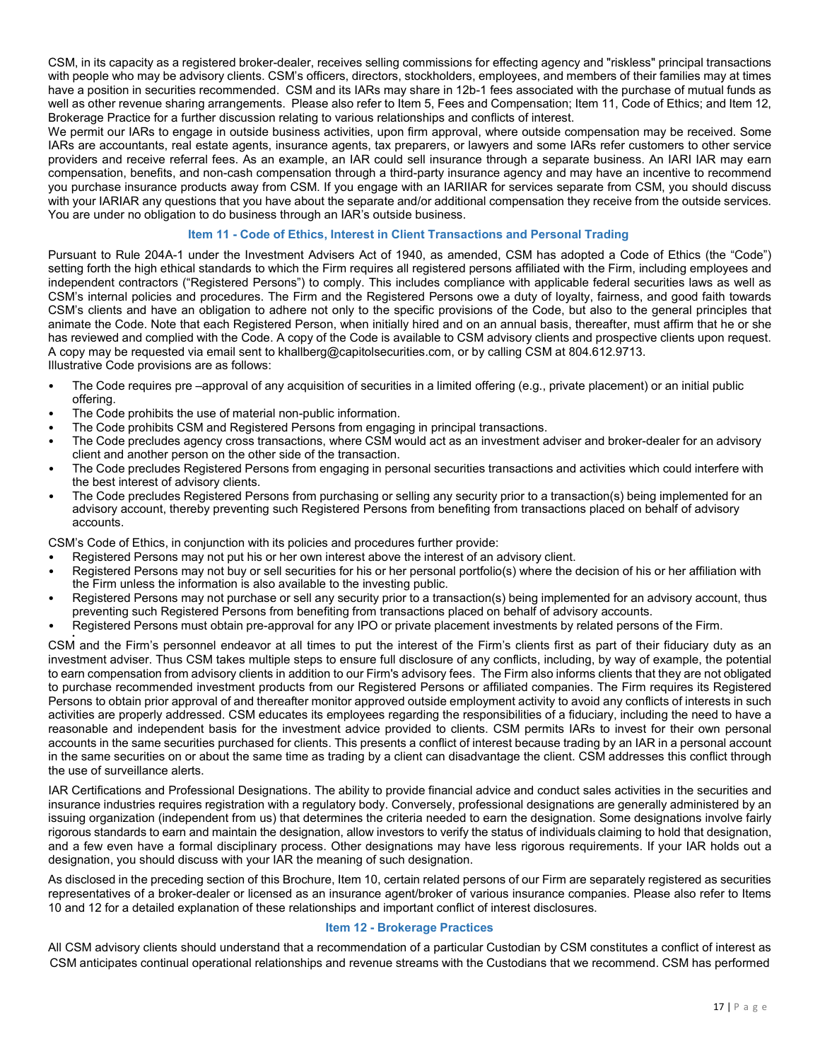CSM, in its capacity as a registered broker-dealer, receives selling commissions for effecting agency and "riskless" principal transactions with people who may be advisory clients. CSM's officers, directors, stockholders, employees, and members of their families may at times have a position in securities recommended. CSM and its IARs may share in 12b-1 fees associated with the purchase of mutual funds as well as other revenue sharing arrangements. Please also refer to Item 5, Fees and Compensation; Item 11, Code of Ethics; and Item 12, Brokerage Practice for a further discussion relating to various relationships and conflicts of interest.

We permit our IARs to engage in outside business activities, upon firm approval, where outside compensation may be received. Some IARs are accountants, real estate agents, insurance agents, tax preparers, or lawyers and some IARs refer customers to other service providers and receive referral fees. As an example, an IAR could sell insurance through a separate business. An IARI IAR may earn compensation, benefits, and non-cash compensation through a third-party insurance agency and may have an incentive to recommend you purchase insurance products away from CSM. If you engage with an IARIIAR for services separate from CSM, you should discuss with your IARIAR any questions that you have about the separate and/or additional compensation they receive from the outside services. You are under no obligation to do business through an IAR's outside business.

## Item 11 - Code of Ethics, Interest in Client Transactions and Personal Trading

Pursuant to Rule 204A-1 under the Investment Advisers Act of 1940, as amended, CSM has adopted a Code of Ethics (the "Code") setting forth the high ethical standards to which the Firm requires all registered persons affiliated with the Firm, including employees and independent contractors ("Registered Persons") to comply. This includes compliance with applicable federal securities laws as well as CSM's internal policies and procedures. The Firm and the Registered Persons owe a duty of loyalty, fairness, and good faith towards CSM's clients and have an obligation to adhere not only to the specific provisions of the Code, but also to the general principles that animate the Code. Note that each Registered Person, when initially hired and on an annual basis, thereafter, must affirm that he or she has reviewed and complied with the Code. A copy of the Code is available to CSM advisory clients and prospective clients upon request. A copy may be requested via email sent to khallberg@capitolsecurities.com, or by calling CSM at 804.612.9713.

Illustrative Code provisions are as follows:

- The Code requires pre –approval of any acquisition of securities in a limited offering (e.g., private placement) or an initial public offering.
- The Code prohibits the use of material non-public information.
- The Code prohibits CSM and Registered Persons from engaging in principal transactions.
- The Code precludes agency cross transactions, where CSM would act as an investment adviser and broker-dealer for an advisory client and another person on the other side of the transaction.
- The Code precludes Registered Persons from engaging in personal securities transactions and activities which could interfere with the best interest of advisory clients.
- The Code precludes Registered Persons from purchasing or selling any security prior to a transaction(s) being implemented for an advisory account, thereby preventing such Registered Persons from benefiting from transactions placed on behalf of advisory accounts.

CSM's Code of Ethics, in conjunction with its policies and procedures further provide:

- Registered Persons may not put his or her own interest above the interest of an advisory client.
- Registered Persons may not buy or sell securities for his or her personal portfolio(s) where the decision of his or her affiliation with the Firm unless the information is also available to the investing public.
- Registered Persons may not purchase or sell any security prior to a transaction(s) being implemented for an advisory account, thus preventing such Registered Persons from benefiting from transactions placed on behalf of advisory accounts.
- Registered Persons must obtain pre-approval for any IPO or private placement investments by related persons of the Firm.

CSM and the Firm's personnel endeavor at all times to put the interest of the Firm's clients first as part of their fiduciary duty as an investment adviser. Thus CSM takes multiple steps to ensure full disclosure of any conflicts, including, by way of example, the potential to earn compensation from advisory clients in addition to our Firm's advisory fees. The Firm also informs clients that they are not obligated to purchase recommended investment products from our Registered Persons or affiliated companies. The Firm requires its Registered Persons to obtain prior approval of and thereafter monitor approved outside employment activity to avoid any conflicts of interests in such activities are properly addressed. CSM educates its employees regarding the responsibilities of a fiduciary, including the need to have a reasonable and independent basis for the investment advice provided to clients. CSM permits IARs to invest for their own personal accounts in the same securities purchased for clients. This presents a conflict of interest because trading by an IAR in a personal account in the same securities on or about the same time as trading by a client can disadvantage the client. CSM addresses this conflict through the use of surveillance alerts.

IAR Certifications and Professional Designations. The ability to provide financial advice and conduct sales activities in the securities and insurance industries requires registration with a regulatory body. Conversely, professional designations are generally administered by an issuing organization (independent from us) that determines the criteria needed to earn the designation. Some designations involve fairly rigorous standards to earn and maintain the designation, allow investors to verify the status of individuals claiming to hold that designation, and a few even have a formal disciplinary process. Other designations may have less rigorous requirements. If your IAR holds out a designation, you should discuss with your IAR the meaning of such designation.

As disclosed in the preceding section of this Brochure, Item 10, certain related persons of our Firm are separately registered as securities representatives of a broker-dealer or licensed as an insurance agent/broker of various insurance companies. Please also refer to Items 10 and 12 for a detailed explanation of these relationships and important conflict of interest disclosures.

## Item 12 - Brokerage Practices

All CSM advisory clients should understand that a recommendation of a particular Custodian by CSM constitutes a conflict of interest as CSM anticipates continual operational relationships and revenue streams with the Custodians that we recommend. CSM has performed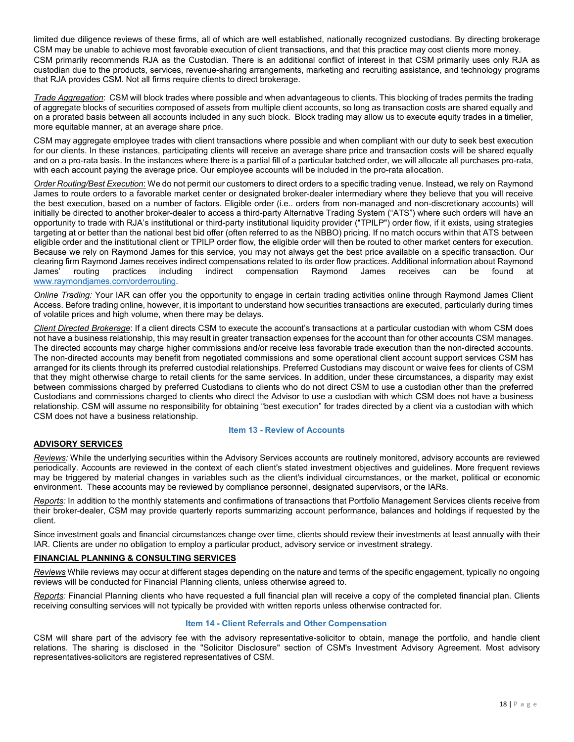limited due diligence reviews of these firms, all of which are well established, nationally recognized custodians. By directing brokerage CSM may be unable to achieve most favorable execution of client transactions, and that this practice may cost clients more money. CSM primarily recommends RJA as the Custodian. There is an additional conflict of interest in that CSM primarily uses only RJA as custodian due to the products, services, revenue-sharing arrangements, marketing and recruiting assistance, and technology programs that RJA provides CSM. Not all firms require clients to direct brokerage.

_Trade Aggregation_: CSM will block trades where possible and when advantageous to clients. This blocking of trades permits the trading of aggregate blocks of securities composed of assets from multiple client accounts, so long as transaction costs are shared equally and on a prorated basis between all accounts included in any such block. Block trading may allow us to execute equity trades in a timelier, more equitable manner, at an average share price.

CSM may aggregate employee trades with client transactions where possible and when compliant with our duty to seek best execution for our clients. In these instances, participating clients will receive an average share price and transaction costs will be shared equally and on a pro-rata basis. In the instances where there is a partial fill of a particular batched order, we will allocate all purchases pro-rata, with each account paying the average price. Our employee accounts will be included in the pro-rata allocation.

_Order Routing/Best Execution_: We do not permit our customers to direct orders to a specific trading venue. Instead, we rely on Raymond James to route orders to a favorable market center or designated broker-dealer intermediary where they believe that you will receive the best execution, based on a number of factors. Eligible order (i.e.. orders from non-managed and non-discretionary accounts) will initially be directed to another broker-dealer to access a third-party Alternative Trading System ("ATS") where such orders will have an opportunity to trade with RJA's institutional or third-party institutional liquidity provider ("TPILP") order flow, if it exists, using strategies targeting at or better than the national best bid offer (often referred to as the NBBO) pricing. If no match occurs within that ATS between eligible order and the institutional client or TPILP order flow, the eligible order will then be routed to other market centers for execution. Because we rely on Raymond James for this service, you may not always get the best price available on a specific transaction. Our clearing firm Raymond James receives indirect compensations related to its order flow practices. Additional information about Raymond James' routing practices including indirect compensation Raymond James receives can be found at www.raymondjames.com/orderrouting.

_Online Trading:_ Your IAR can offer you the opportunity to engage in certain trading activities online through Raymond James Client Access. Before trading online, however, it is important to understand how securities transactions are executed, particularly during times of volatile prices and high volume, when there may be delays.

_Client Directed Brokerage_: If a client directs CSM to execute the account's transactions at a particular custodian with whom CSM does not have a business relationship, this may result in greater transaction expenses for the account than for other accounts CSM manages. The directed accounts may charge higher commissions and/or receive less favorable trade execution than the non-directed accounts. The non-directed accounts may benefit from negotiated commissions and some operational client account support services CSM has arranged for its clients through its preferred custodial relationships. Preferred Custodians may discount or waive fees for clients of CSM that they might otherwise charge to retail clients for the same services. In addition, under these circumstances, a disparity may exist between commissions charged by preferred Custodians to clients who do not direct CSM to use a custodian other than the preferred Custodians and commissions charged to clients who direct the Advisor to use a custodian with which CSM does not have a business relationship. CSM will assume no responsibility for obtaining "best execution" for trades directed by a client via a custodian with which CSM does not have a business relationship.

## Item 13 - Review of Accounts

**ADVISORY SERVICES**

_Reviews:_ While the underlying securities within the Advisory Services accounts are routinely monitored, advisory accounts are reviewed periodically. Accounts are reviewed in the context of each client's stated investment objectives and guidelines. More frequent reviews may be triggered by material changes in variables such as the client's individual circumstances, or the market, political or economic environment. These accounts may be reviewed by compliance personnel, designated supervisors, or the IARs.

_Reports:_ In addition to the monthly statements and confirmations of transactions that Portfolio Management Services clients receive from their broker-dealer, CSM may provide quarterly reports summarizing account performance, balances and holdings if requested by the client.

Since investment goals and financial circumstances change over time, clients should review their investments at least annually with their IAR. Clients are under no obligation to employ a particular product, advisory service or investment strategy.

**FINANCIAL PLANNING & CONSULTING SERVICES**

_Reviews_ While reviews may occur at different stages depending on the nature and terms of the specific engagement, typically no ongoing reviews will be conducted for Financial Planning clients, unless otherwise agreed to.

_Reports:_ Financial Planning clients who have requested a full financial plan will receive a copy of the completed financial plan. Clients receiving consulting services will not typically be provided with written reports unless otherwise contracted for.

## Item 14 - Client Referrals and Other Compensation

CSM will share part of the advisory fee with the advisory representative-solicitor to obtain, manage the portfolio, and handle client relations. The sharing is disclosed in the "Solicitor Disclosure" section of CSM's Investment Advisory Agreement. Most advisory representatives-solicitors are registered representatives of CSM.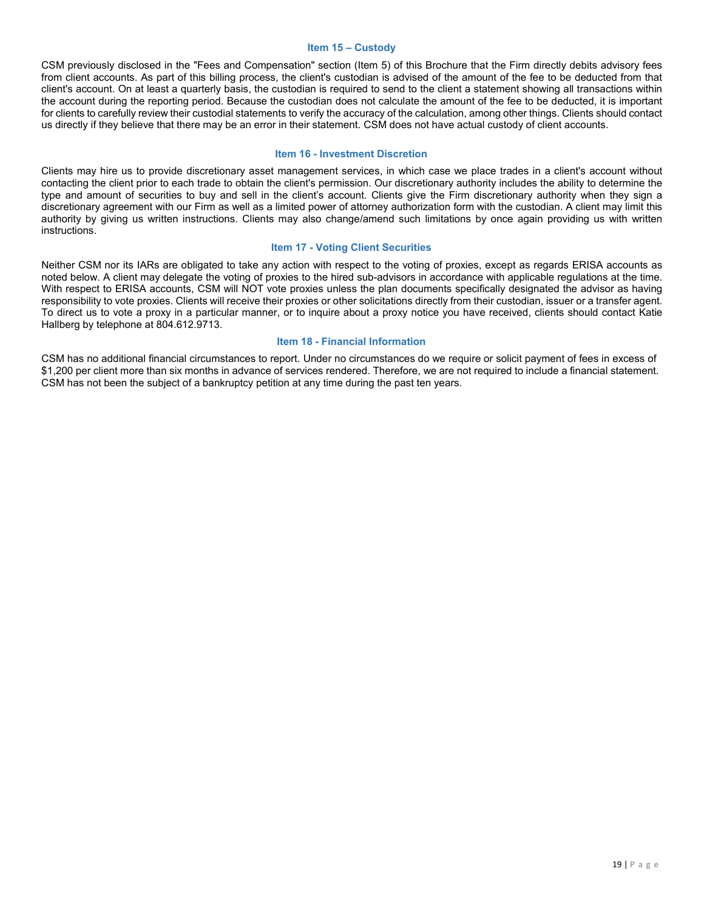## Item 15 – Custody

CSM previously disclosed in the "Fees and Compensation" section (Item 5) of this Brochure that the Firm directly debits advisory fees from client accounts. As part of this billing process, the client's custodian is advised of the amount of the fee to be deducted from that client's account. On at least a quarterly basis, the custodian is required to send to the client a statement showing all transactions within the account during the reporting period. Because the custodian does not calculate the amount of the fee to be deducted, it is important for clients to carefully review their custodial statements to verify the accuracy of the calculation, among other things. Clients should contact us directly if they believe that there may be an error in their statement. CSM does not have actual custody of client accounts.

## Item 16 - Investment Discretion

Clients may hire us to provide discretionary asset management services, in which case we place trades in a client's account without contacting the client prior to each trade to obtain the client's permission. Our discretionary authority includes the ability to determine the type and amount of securities to buy and sell in the client's account. Clients give the Firm discretionary authority when they sign a discretionary agreement with our Firm as well as a limited power of attorney authorization form with the custodian. A client may limit this authority by giving us written instructions. Clients may also change/amend such limitations by once again providing us with written instructions.

## Item 17 - Voting Client Securities

Neither CSM nor its IARs are obligated to take any action with respect to the voting of proxies, except as regards ERISA accounts as noted below. A client may delegate the voting of proxies to the hired sub-advisors in accordance with applicable regulations at the time. With respect to ERISA accounts, CSM will NOT vote proxies unless the plan documents specifically designated the advisor as having responsibility to vote proxies. Clients will receive their proxies or other solicitations directly from their custodian, issuer or a transfer agent. To direct us to vote a proxy in a particular manner, or to inquire about a proxy notice you have received, clients should contact Katie Hallberg by telephone at 804.612.9713.

## Item 18 - Financial Information

CSM has no additional financial circumstances to report. Under no circumstances do we require or solicit payment of fees in excess of $1,200 per client more than six months in advance of services rendered. Therefore, we are not required to include a financial statement. CSM has not been the subject of a bankruptcy petition at any time during the past ten years.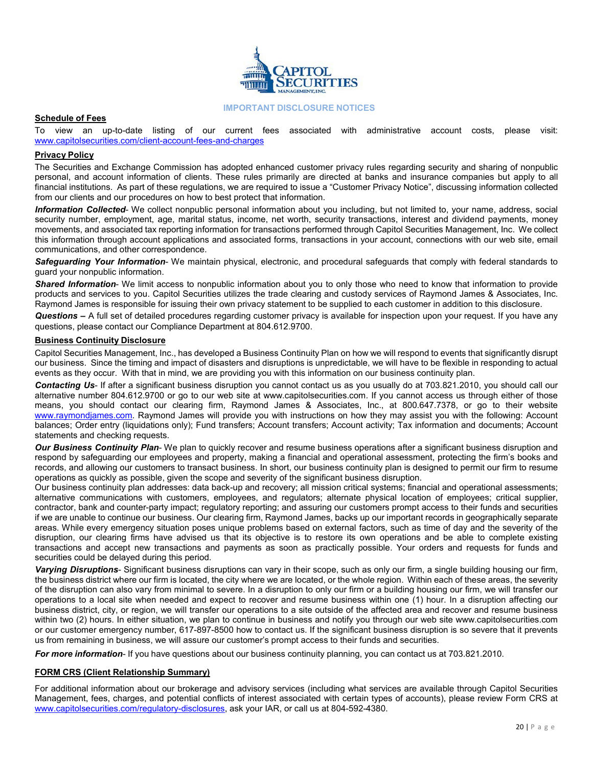CAPITOL SECURITIES MANAGEMENT, INC.

IMPORTANT DISCLOSURE NOTICES

## Schedule of Fees

To view an up-to-date listing of our current fees associated with administrative account costs, please visit: www.capitolsecurities.com/client-account-fees-and-charges

## Privacy Policy

The Securities and Exchange Commission has adopted enhanced customer privacy rules regarding security and sharing of nonpublic personal, and account information of clients. These rules primarily are directed at banks and insurance companies but apply to all financial institutions. As part of these regulations, we are required to issue a "Customer Privacy Notice", discussing information collected from our clients and our procedures on how to best protect that information.

***Information Collected***- We collect nonpublic personal information about you including, but not limited to, your name, address, social security number, employment, age, marital status, income, net worth, security transactions, interest and dividend payments, money movements, and associated tax reporting information for transactions performed through Capitol Securities Management, Inc. We collect this information through account applications and associated forms, transactions in your account, connections with our web site, email communications, and other correspondence.

***Safeguarding Your Information***- We maintain physical, electronic, and procedural safeguards that comply with federal standards to guard your nonpublic information.

***Shared Information***- We limit access to nonpublic information about you to only those who need to know that information to provide products and services to you. Capitol Securities utilizes the trade clearing and custody services of Raymond James & Associates, Inc. Raymond James is responsible for issuing their own privacy statement to be supplied to each customer in addition to this disclosure.

***Questions –*** A full set of detailed procedures regarding customer privacy is available for inspection upon your request. If you have any questions, please contact our Compliance Department at 804.612.9700.

## Business Continuity Disclosure

Capitol Securities Management, Inc., has developed a Business Continuity Plan on how we will respond to events that significantly disrupt our business. Since the timing and impact of disasters and disruptions is unpredictable, we will have to be flexible in responding to actual events as they occur. With that in mind, we are providing you with this information on our business continuity plan.

***Contacting Us***- If after a significant business disruption you cannot contact us as you usually do at 703.821.2010, you should call our alternative number 804.612.9700 or go to our web site at www.capitolsecurities.com. If you cannot access us through either of those means, you should contact our clearing firm, Raymond James & Associates, Inc., at 800.647.7378, or go to their website www.raymondjames.com. Raymond James will provide you with instructions on how they may assist you with the following: Account balances; Order entry (liquidations only); Fund transfers; Account transfers; Account activity; Tax information and documents; Account statements and checking requests.

***Our Business Continuity Plan***- We plan to quickly recover and resume business operations after a significant business disruption and respond by safeguarding our employees and property, making a financial and operational assessment, protecting the firm's books and records, and allowing our customers to transact business. In short, our business continuity plan is designed to permit our firm to resume operations as quickly as possible, given the scope and severity of the significant business disruption.

Our business continuity plan addresses: data back-up and recovery; all mission critical systems; financial and operational assessments; alternative communications with customers, employees, and regulators; alternate physical location of employees; critical supplier, contractor, bank and counter-party impact; regulatory reporting; and assuring our customers prompt access to their funds and securities if we are unable to continue our business. Our clearing firm, Raymond James, backs up our important records in geographically separate areas. While every emergency situation poses unique problems based on external factors, such as time of day and the severity of the disruption, our clearing firms have advised us that its objective is to restore its own operations and be able to complete existing transactions and accept new transactions and payments as soon as practically possible. Your orders and requests for funds and securities could be delayed during this period.

***Varying Disruptions***- Significant business disruptions can vary in their scope, such as only our firm, a single building housing our firm, the business district where our firm is located, the city where we are located, or the whole region. Within each of these areas, the severity of the disruption can also vary from minimal to severe. In a disruption to only our firm or a building housing our firm, we will transfer our operations to a local site when needed and expect to recover and resume business within one (1) hour. In a disruption affecting our business district, city, or region, we will transfer our operations to a site outside of the affected area and recover and resume business within two (2) hours. In either situation, we plan to continue in business and notify you through our web site www.capitolsecurities.com or our customer emergency number, 617-897-8500 how to contact us. If the significant business disruption is so severe that it prevents us from remaining in business, we will assure our customer's prompt access to their funds and securities.

***For more information***- If you have questions about our business continuity planning, you can contact us at 703.821.2010.

## FORM CRS (Client Relationship Summary)

For additional information about our brokerage and advisory services (including what services are available through Capitol Securities Management, fees, charges, and potential conflicts of interest associated with certain types of accounts), please review Form CRS at www.capitolsecurities.com/regulatory-disclosures, ask your IAR, or call us at 804-592-4380.